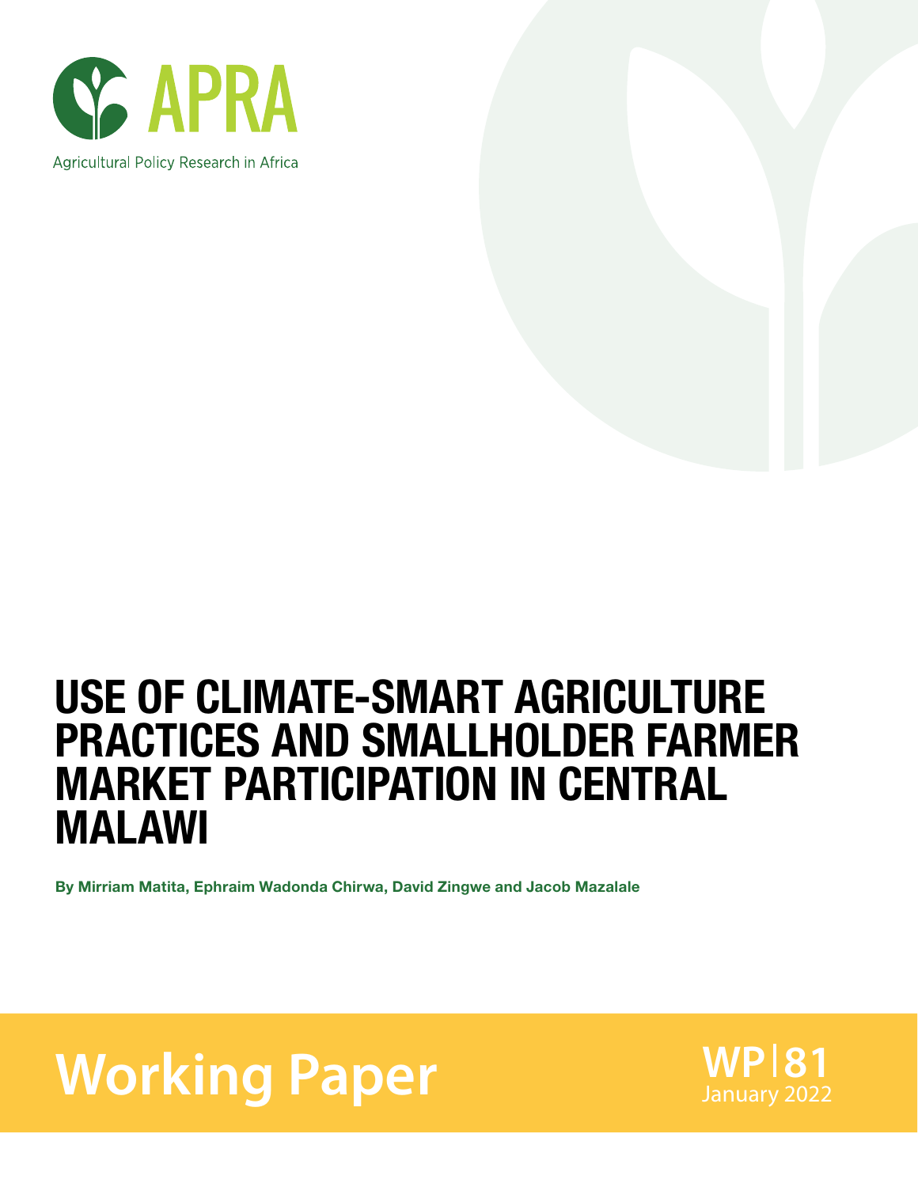APRA

Agricultural Policy Research in Africa

# USE OF CLIMATE-SMART AGRICULTURE PRACTICES AND SMALLHOLDER FARMER MARKET PARTICIPATION IN CENTRAL MALAWI

**By Mirriam Matita, Ephraim Wadonda Chirwa, David Zingwe and Jacob Mazalale**

**Working Paper**

**WP|81**
January 2022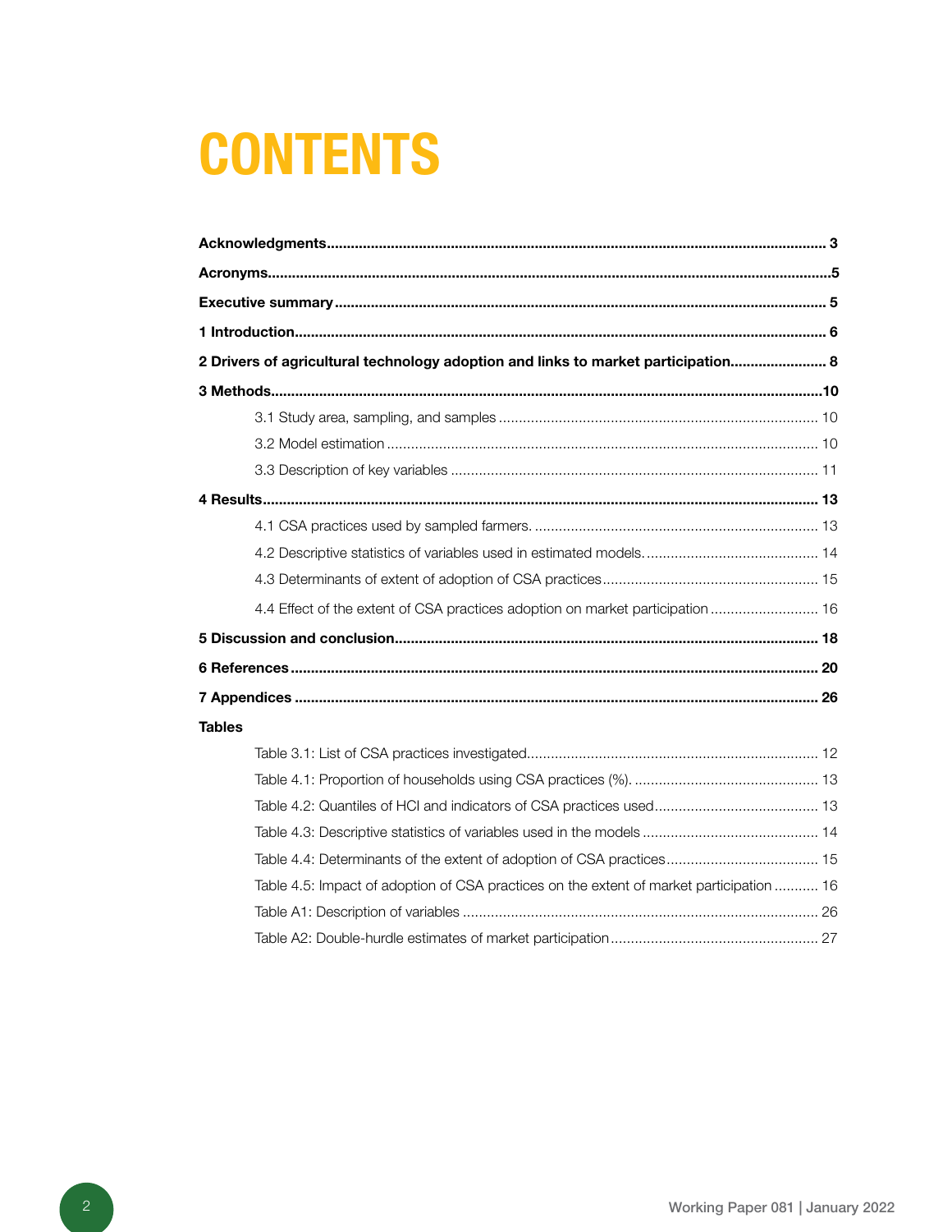# CONTENTS

**Acknowledgments** .......... 3

**Acronyms** .......... 5

**Executive summary** .......... 5

**1 Introduction** .......... 6

**2 Drivers of agricultural technology adoption and links to market participation** .......... 8

**3 Methods** .......... 10

- 3.1 Study area, sampling, and samples .......... 10
- 3.2 Model estimation .......... 10
- 3.3 Description of key variables .......... 11

**4 Results** .......... 13

- 4.1 CSA practices used by sampled farmers. .......... 13
- 4.2 Descriptive statistics of variables used in estimated models. .......... 14
- 4.3 Determinants of extent of adoption of CSA practices .......... 15
- 4.4 Effect of the extent of CSA practices adoption on market participation .......... 16

**5 Discussion and conclusion** .......... 18

**6 References** .......... 20

**7 Appendices** .......... 26

**Tables**

- Table 3.1: List of CSA practices investigated .......... 12
- Table 4.1: Proportion of households using CSA practices (%). .......... 13
- Table 4.2: Quantiles of HCI and indicators of CSA practices used .......... 13
- Table 4.3: Descriptive statistics of variables used in the models .......... 14
- Table 4.4: Determinants of the extent of adoption of CSA practices .......... 15
- Table 4.5: Impact of adoption of CSA practices on the extent of market participation .......... 16
- Table A1: Description of variables .......... 26
- Table A2: Double-hurdle estimates of market participation .......... 27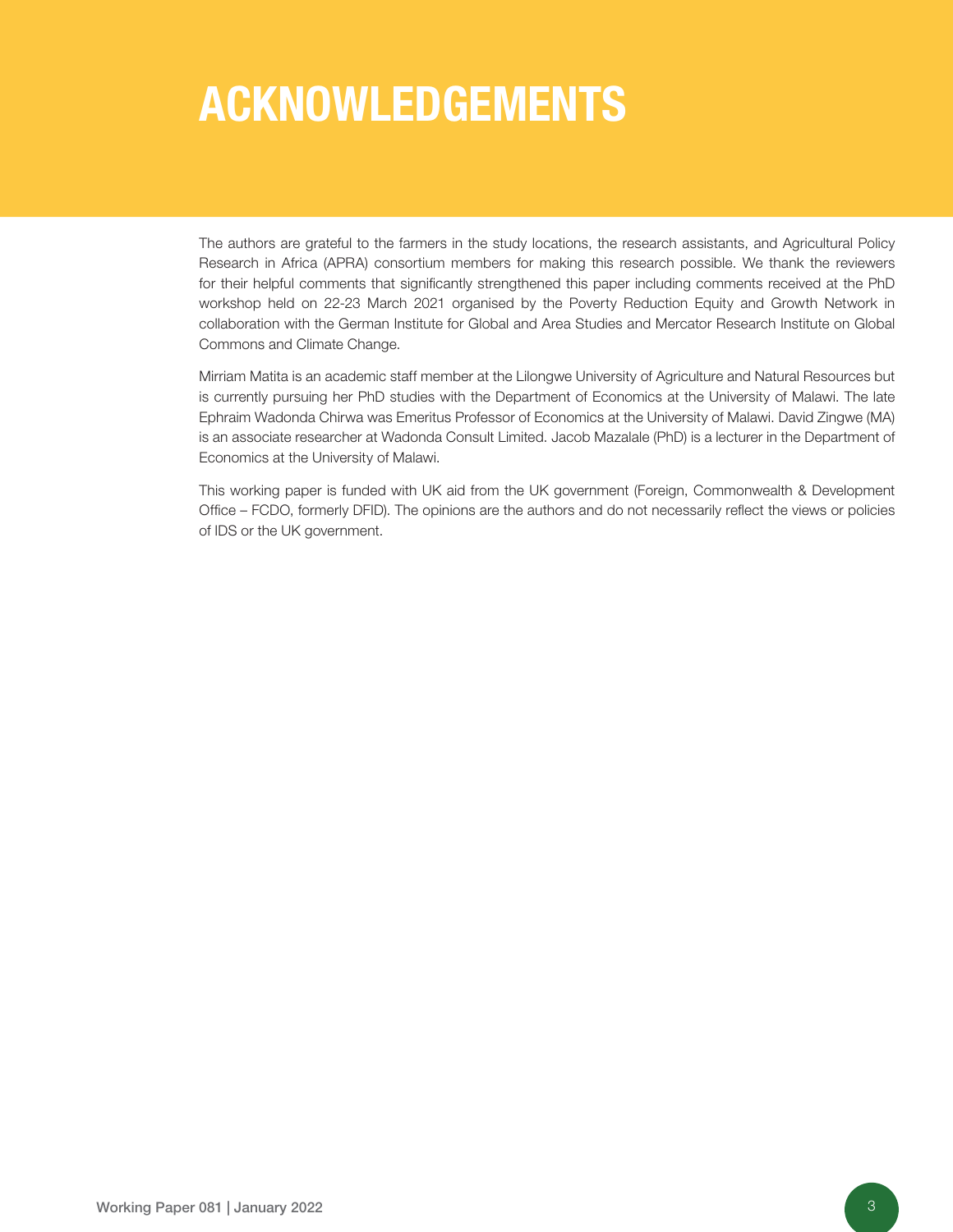# ACKNOWLEDGEMENTS

The authors are grateful to the farmers in the study locations, the research assistants, and Agricultural Policy Research in Africa (APRA) consortium members for making this research possible. We thank the reviewers for their helpful comments that significantly strengthened this paper including comments received at the PhD workshop held on 22-23 March 2021 organised by the Poverty Reduction Equity and Growth Network in collaboration with the German Institute for Global and Area Studies and Mercator Research Institute on Global Commons and Climate Change.

Mirriam Matita is an academic staff member at the Lilongwe University of Agriculture and Natural Resources but is currently pursuing her PhD studies with the Department of Economics at the University of Malawi. The late Ephraim Wadonda Chirwa was Emeritus Professor of Economics at the University of Malawi. David Zingwe (MA) is an associate researcher at Wadonda Consult Limited. Jacob Mazalale (PhD) is a lecturer in the Department of Economics at the University of Malawi.

This working paper is funded with UK aid from the UK government (Foreign, Commonwealth & Development Office – FCDO, formerly DFID). The opinions are the authors and do not necessarily reflect the views or policies of IDS or the UK government.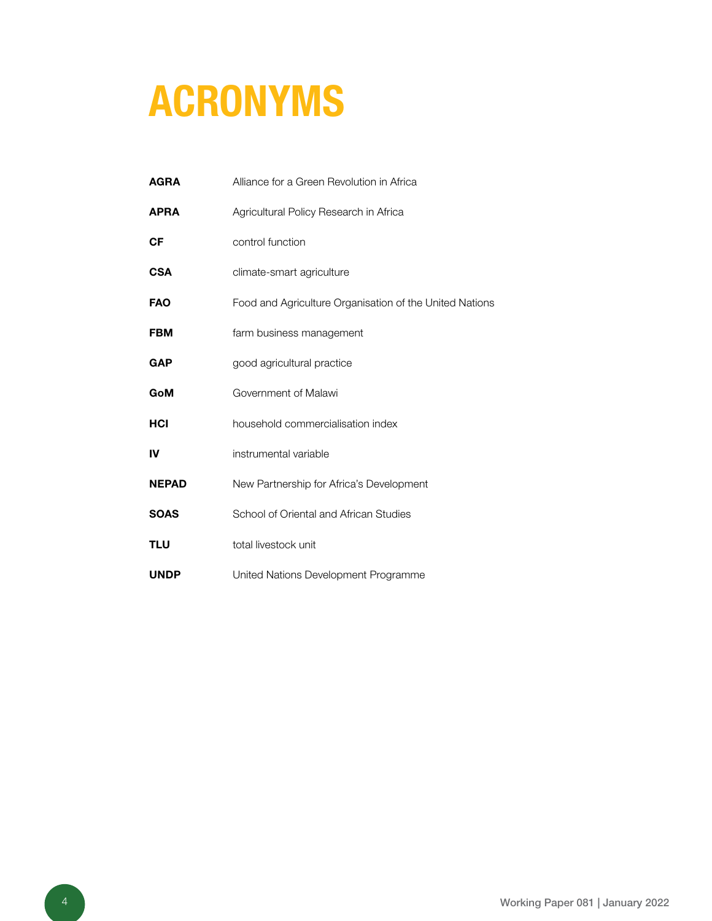# ACRONYMS

| | |
|---|---|
| **AGRA** | Alliance for a Green Revolution in Africa |
| **APRA** | Agricultural Policy Research in Africa |
| **CF** | control function |
| **CSA** | climate-smart agriculture |
| **FAO** | Food and Agriculture Organisation of the United Nations |
| **FBM** | farm business management |
| **GAP** | good agricultural practice |
| **GoM** | Government of Malawi |
| **HCI** | household commercialisation index |
| **IV** | instrumental variable |
| **NEPAD** | New Partnership for Africa's Development |
| **SOAS** | School of Oriental and African Studies |
| **TLU** | total livestock unit |
| **UNDP** | United Nations Development Programme |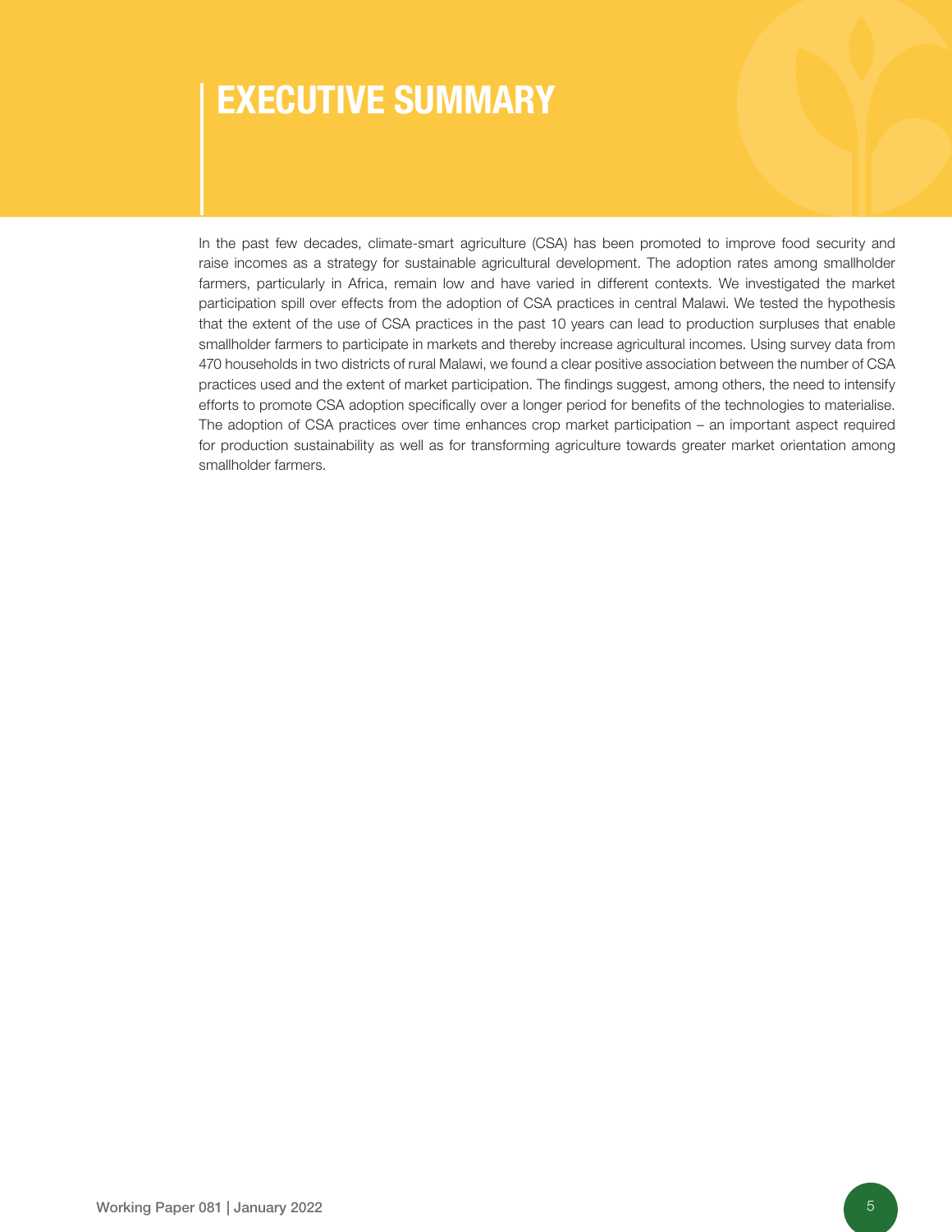# EXECUTIVE SUMMARY

In the past few decades, climate-smart agriculture (CSA) has been promoted to improve food security and raise incomes as a strategy for sustainable agricultural development. The adoption rates among smallholder farmers, particularly in Africa, remain low and have varied in different contexts. We investigated the market participation spill over effects from the adoption of CSA practices in central Malawi. We tested the hypothesis that the extent of the use of CSA practices in the past 10 years can lead to production surpluses that enable smallholder farmers to participate in markets and thereby increase agricultural incomes. Using survey data from 470 households in two districts of rural Malawi, we found a clear positive association between the number of CSA practices used and the extent of market participation. The findings suggest, among others, the need to intensify efforts to promote CSA adoption specifically over a longer period for benefits of the technologies to materialise. The adoption of CSA practices over time enhances crop market participation – an important aspect required for production sustainability as well as for transforming agriculture towards greater market orientation among smallholder farmers.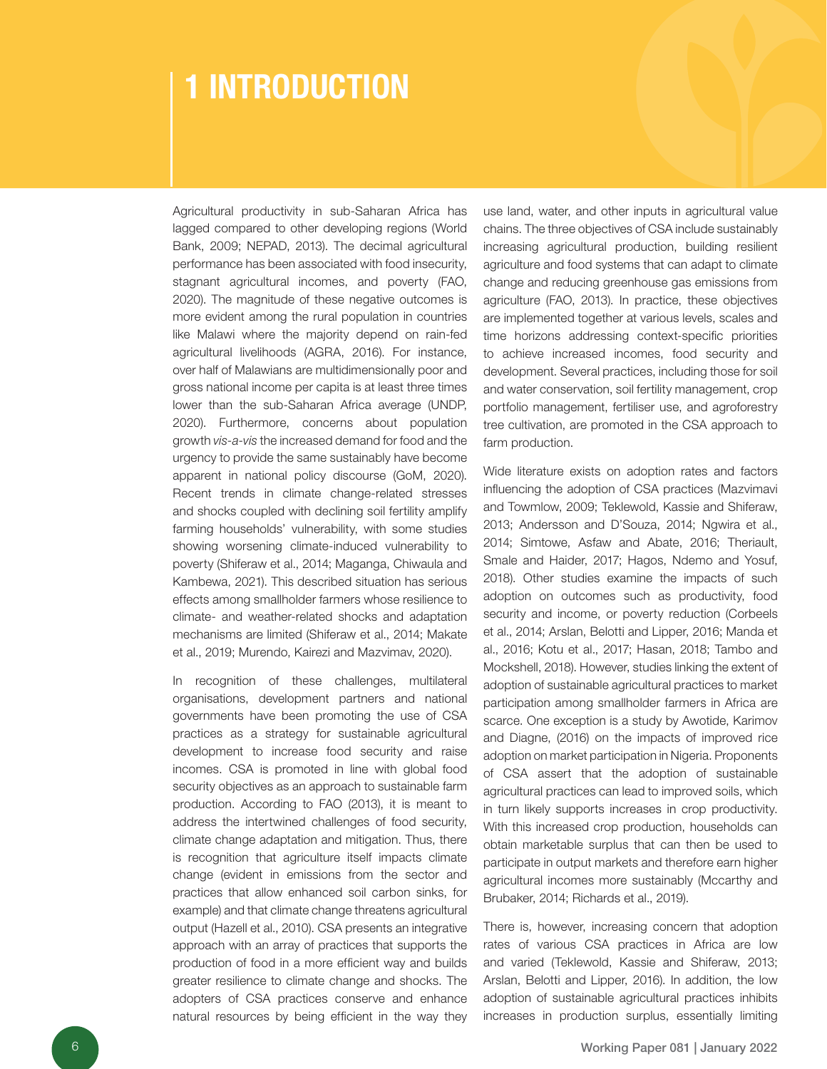# 1 INTRODUCTION

Agricultural productivity in sub-Saharan Africa has lagged compared to other developing regions (World Bank, 2009; NEPAD, 2013). The decimal agricultural performance has been associated with food insecurity, stagnant agricultural incomes, and poverty (FAO, 2020). The magnitude of these negative outcomes is more evident among the rural population in countries like Malawi where the majority depend on rain-fed agricultural livelihoods (AGRA, 2016). For instance, over half of Malawians are multidimensionally poor and gross national income per capita is at least three times lower than the sub-Saharan Africa average (UNDP, 2020). Furthermore, concerns about population growth *vis-a-vis* the increased demand for food and the urgency to provide the same sustainably have become apparent in national policy discourse (GoM, 2020). Recent trends in climate change-related stresses and shocks coupled with declining soil fertility amplify farming households' vulnerability, with some studies showing worsening climate-induced vulnerability to poverty (Shiferaw et al., 2014; Maganga, Chiwaula and Kambewa, 2021). This described situation has serious effects among smallholder farmers whose resilience to climate- and weather-related shocks and adaptation mechanisms are limited (Shiferaw et al., 2014; Makate et al., 2019; Murendo, Kairezi and Mazvimav, 2020).

In recognition of these challenges, multilateral organisations, development partners and national governments have been promoting the use of CSA practices as a strategy for sustainable agricultural development to increase food security and raise incomes. CSA is promoted in line with global food security objectives as an approach to sustainable farm production. According to FAO (2013), it is meant to address the intertwined challenges of food security, climate change adaptation and mitigation. Thus, there is recognition that agriculture itself impacts climate change (evident in emissions from the sector and practices that allow enhanced soil carbon sinks, for example) and that climate change threatens agricultural output (Hazell et al., 2010). CSA presents an integrative approach with an array of practices that supports the production of food in a more efficient way and builds greater resilience to climate change and shocks. The adopters of CSA practices conserve and enhance natural resources by being efficient in the way they use land, water, and other inputs in agricultural value chains. The three objectives of CSA include sustainably increasing agricultural production, building resilient agriculture and food systems that can adapt to climate change and reducing greenhouse gas emissions from agriculture (FAO, 2013). In practice, these objectives are implemented together at various levels, scales and time horizons addressing context-specific priorities to achieve increased incomes, food security and development. Several practices, including those for soil and water conservation, soil fertility management, crop portfolio management, fertiliser use, and agroforestry tree cultivation, are promoted in the CSA approach to farm production.

Wide literature exists on adoption rates and factors influencing the adoption of CSA practices (Mazvimavi and Towmlow, 2009; Teklewold, Kassie and Shiferaw, 2013; Andersson and D'Souza, 2014; Ngwira et al., 2014; Simtowe, Asfaw and Abate, 2016; Theriault, Smale and Haider, 2017; Hagos, Ndemo and Yosuf, 2018). Other studies examine the impacts of such adoption on outcomes such as productivity, food security and income, or poverty reduction (Corbeels et al., 2014; Arslan, Belotti and Lipper, 2016; Manda et al., 2016; Kotu et al., 2017; Hasan, 2018; Tambo and Mockshell, 2018). However, studies linking the extent of adoption of sustainable agricultural practices to market participation among smallholder farmers in Africa are scarce. One exception is a study by Awotide, Karimov and Diagne, (2016) on the impacts of improved rice adoption on market participation in Nigeria. Proponents of CSA assert that the adoption of sustainable agricultural practices can lead to improved soils, which in turn likely supports increases in crop productivity. With this increased crop production, households can obtain marketable surplus that can then be used to participate in output markets and therefore earn higher agricultural incomes more sustainably (Mccarthy and Brubaker, 2014; Richards et al., 2019).

There is, however, increasing concern that adoption rates of various CSA practices in Africa are low and varied (Teklewold, Kassie and Shiferaw, 2013; Arslan, Belotti and Lipper, 2016). In addition, the low adoption of sustainable agricultural practices inhibits increases in production surplus, essentially limiting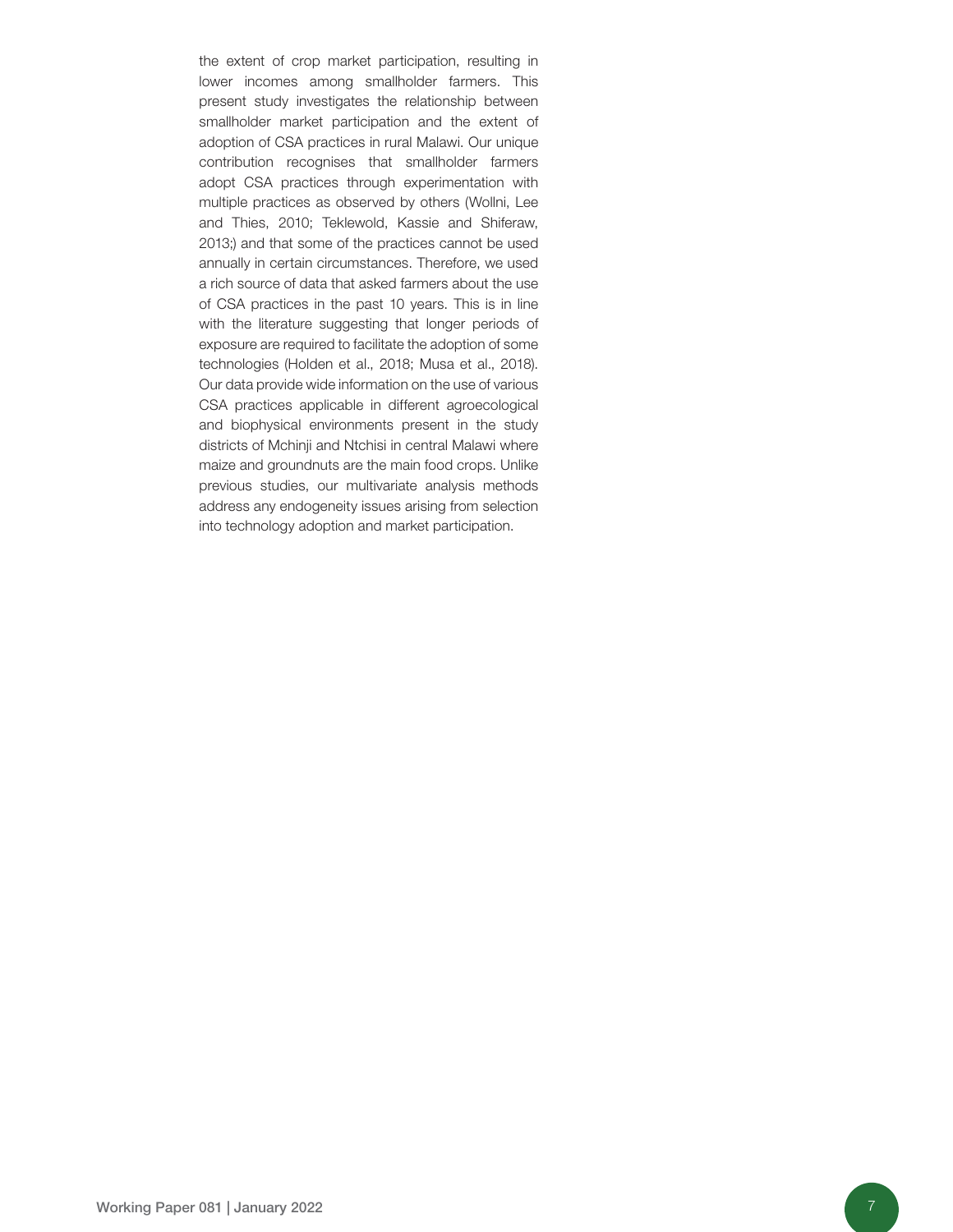the extent of crop market participation, resulting in lower incomes among smallholder farmers. This present study investigates the relationship between smallholder market participation and the extent of adoption of CSA practices in rural Malawi. Our unique contribution recognises that smallholder farmers adopt CSA practices through experimentation with multiple practices as observed by others (Wollni, Lee and Thies, 2010; Teklewold, Kassie and Shiferaw, 2013;) and that some of the practices cannot be used annually in certain circumstances. Therefore, we used a rich source of data that asked farmers about the use of CSA practices in the past 10 years. This is in line with the literature suggesting that longer periods of exposure are required to facilitate the adoption of some technologies (Holden et al., 2018; Musa et al., 2018). Our data provide wide information on the use of various CSA practices applicable in different agroecological and biophysical environments present in the study districts of Mchinji and Ntchisi in central Malawi where maize and groundnuts are the main food crops. Unlike previous studies, our multivariate analysis methods address any endogeneity issues arising from selection into technology adoption and market participation.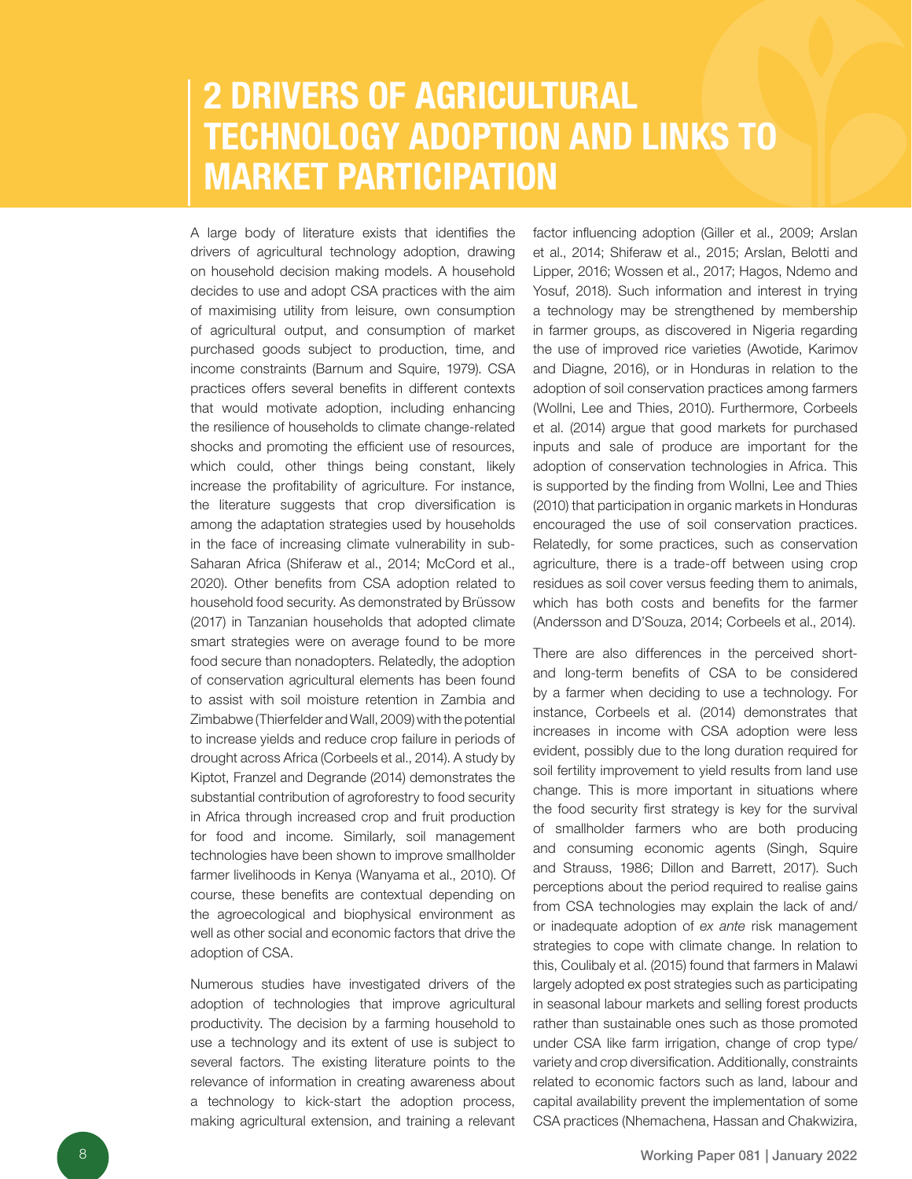# 2 DRIVERS OF AGRICULTURAL TECHNOLOGY ADOPTION AND LINKS TO MARKET PARTICIPATION

A large body of literature exists that identifies the drivers of agricultural technology adoption, drawing on household decision making models. A household decides to use and adopt CSA practices with the aim of maximising utility from leisure, own consumption of agricultural output, and consumption of market purchased goods subject to production, time, and income constraints (Barnum and Squire, 1979). CSA practices offers several benefits in different contexts that would motivate adoption, including enhancing the resilience of households to climate change-related shocks and promoting the efficient use of resources, which could, other things being constant, likely increase the profitability of agriculture. For instance, the literature suggests that crop diversification is among the adaptation strategies used by households in the face of increasing climate vulnerability in sub-Saharan Africa (Shiferaw et al., 2014; McCord et al., 2020). Other benefits from CSA adoption related to household food security. As demonstrated by Brüssow (2017) in Tanzanian households that adopted climate smart strategies were on average found to be more food secure than nonadopters. Relatedly, the adoption of conservation agricultural elements has been found to assist with soil moisture retention in Zambia and Zimbabwe (Thierfelder and Wall, 2009) with the potential to increase yields and reduce crop failure in periods of drought across Africa (Corbeels et al., 2014). A study by Kiptot, Franzel and Degrande (2014) demonstrates the substantial contribution of agroforestry to food security in Africa through increased crop and fruit production for food and income. Similarly, soil management technologies have been shown to improve smallholder farmer livelihoods in Kenya (Wanyama et al., 2010). Of course, these benefits are contextual depending on the agroecological and biophysical environment as well as other social and economic factors that drive the adoption of CSA.

Numerous studies have investigated drivers of the adoption of technologies that improve agricultural productivity. The decision by a farming household to use a technology and its extent of use is subject to several factors. The existing literature points to the relevance of information in creating awareness about a technology to kick-start the adoption process, making agricultural extension, and training a relevant factor influencing adoption (Giller et al., 2009; Arslan et al., 2014; Shiferaw et al., 2015; Arslan, Belotti and Lipper, 2016; Wossen et al., 2017; Hagos, Ndemo and Yosuf, 2018). Such information and interest in trying a technology may be strengthened by membership in farmer groups, as discovered in Nigeria regarding the use of improved rice varieties (Awotide, Karimov and Diagne, 2016), or in Honduras in relation to the adoption of soil conservation practices among farmers (Wollni, Lee and Thies, 2010). Furthermore, Corbeels et al. (2014) argue that good markets for purchased inputs and sale of produce are important for the adoption of conservation technologies in Africa. This is supported by the finding from Wollni, Lee and Thies (2010) that participation in organic markets in Honduras encouraged the use of soil conservation practices. Relatedly, for some practices, such as conservation agriculture, there is a trade-off between using crop residues as soil cover versus feeding them to animals, which has both costs and benefits for the farmer (Andersson and D'Souza, 2014; Corbeels et al., 2014).

There are also differences in the perceived short- and long-term benefits of CSA to be considered by a farmer when deciding to use a technology. For instance, Corbeels et al. (2014) demonstrates that increases in income with CSA adoption were less evident, possibly due to the long duration required for soil fertility improvement to yield results from land use change. This is more important in situations where the food security first strategy is key for the survival of smallholder farmers who are both producing and consuming economic agents (Singh, Squire and Strauss, 1986; Dillon and Barrett, 2017). Such perceptions about the period required to realise gains from CSA technologies may explain the lack of and/or inadequate adoption of *ex ante* risk management strategies to cope with climate change. In relation to this, Coulibaly et al. (2015) found that farmers in Malawi largely adopted ex post strategies such as participating in seasonal labour markets and selling forest products rather than sustainable ones such as those promoted under CSA like farm irrigation, change of crop type/variety and crop diversification. Additionally, constraints related to economic factors such as land, labour and capital availability prevent the implementation of some CSA practices (Nhemachena, Hassan and Chakwizira,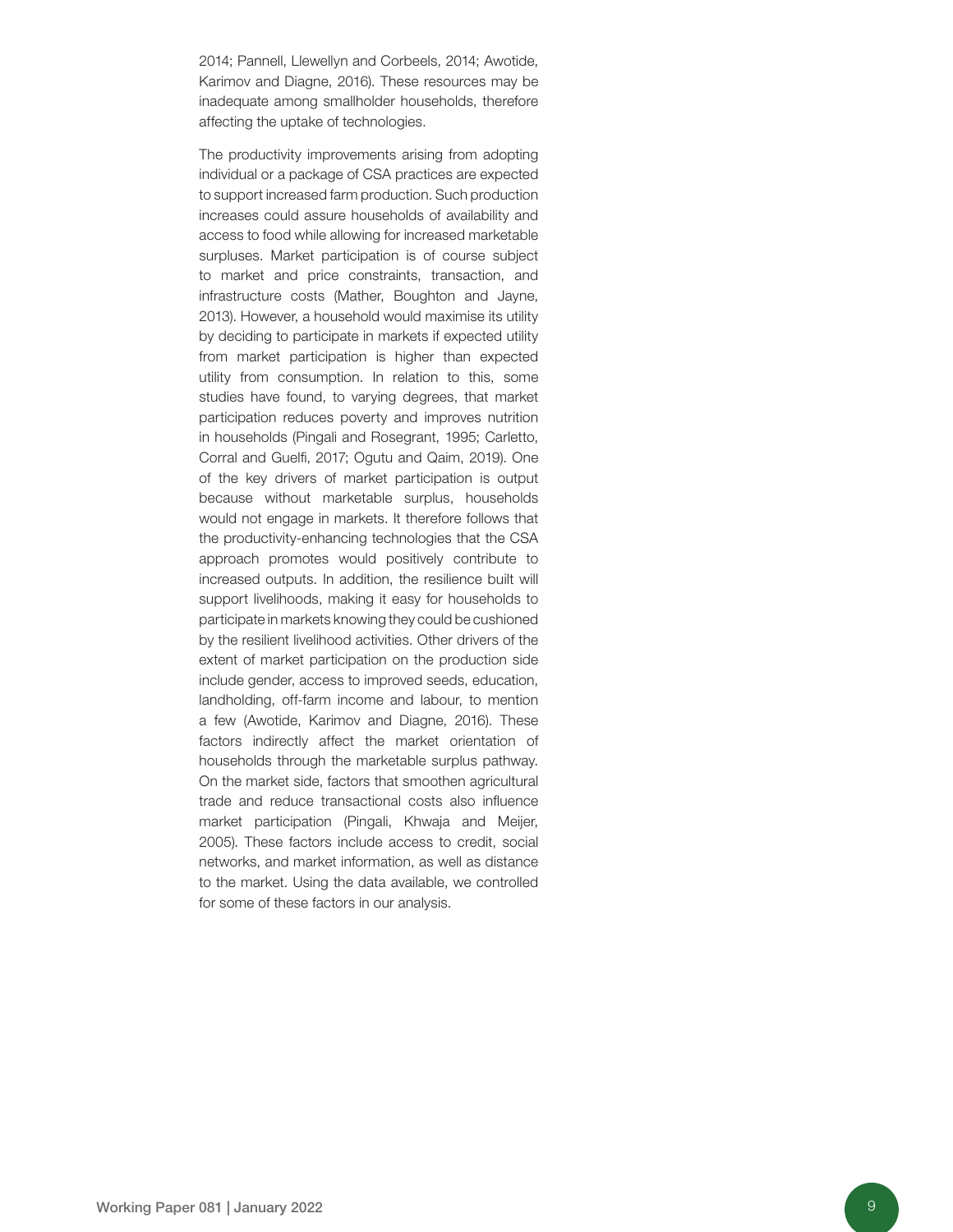2014; Pannell, Llewellyn and Corbeels, 2014; Awotide, Karimov and Diagne, 2016). These resources may be inadequate among smallholder households, therefore affecting the uptake of technologies.

The productivity improvements arising from adopting individual or a package of CSA practices are expected to support increased farm production. Such production increases could assure households of availability and access to food while allowing for increased marketable surpluses. Market participation is of course subject to market and price constraints, transaction, and infrastructure costs (Mather, Boughton and Jayne, 2013). However, a household would maximise its utility by deciding to participate in markets if expected utility from market participation is higher than expected utility from consumption. In relation to this, some studies have found, to varying degrees, that market participation reduces poverty and improves nutrition in households (Pingali and Rosegrant, 1995; Carletto, Corral and Guelfi, 2017; Ogutu and Qaim, 2019). One of the key drivers of market participation is output because without marketable surplus, households would not engage in markets. It therefore follows that the productivity-enhancing technologies that the CSA approach promotes would positively contribute to increased outputs. In addition, the resilience built will support livelihoods, making it easy for households to participate in markets knowing they could be cushioned by the resilient livelihood activities. Other drivers of the extent of market participation on the production side include gender, access to improved seeds, education, landholding, off-farm income and labour, to mention a few (Awotide, Karimov and Diagne, 2016). These factors indirectly affect the market orientation of households through the marketable surplus pathway. On the market side, factors that smoothen agricultural trade and reduce transactional costs also influence market participation (Pingali, Khwaja and Meijer, 2005). These factors include access to credit, social networks, and market information, as well as distance to the market. Using the data available, we controlled for some of these factors in our analysis.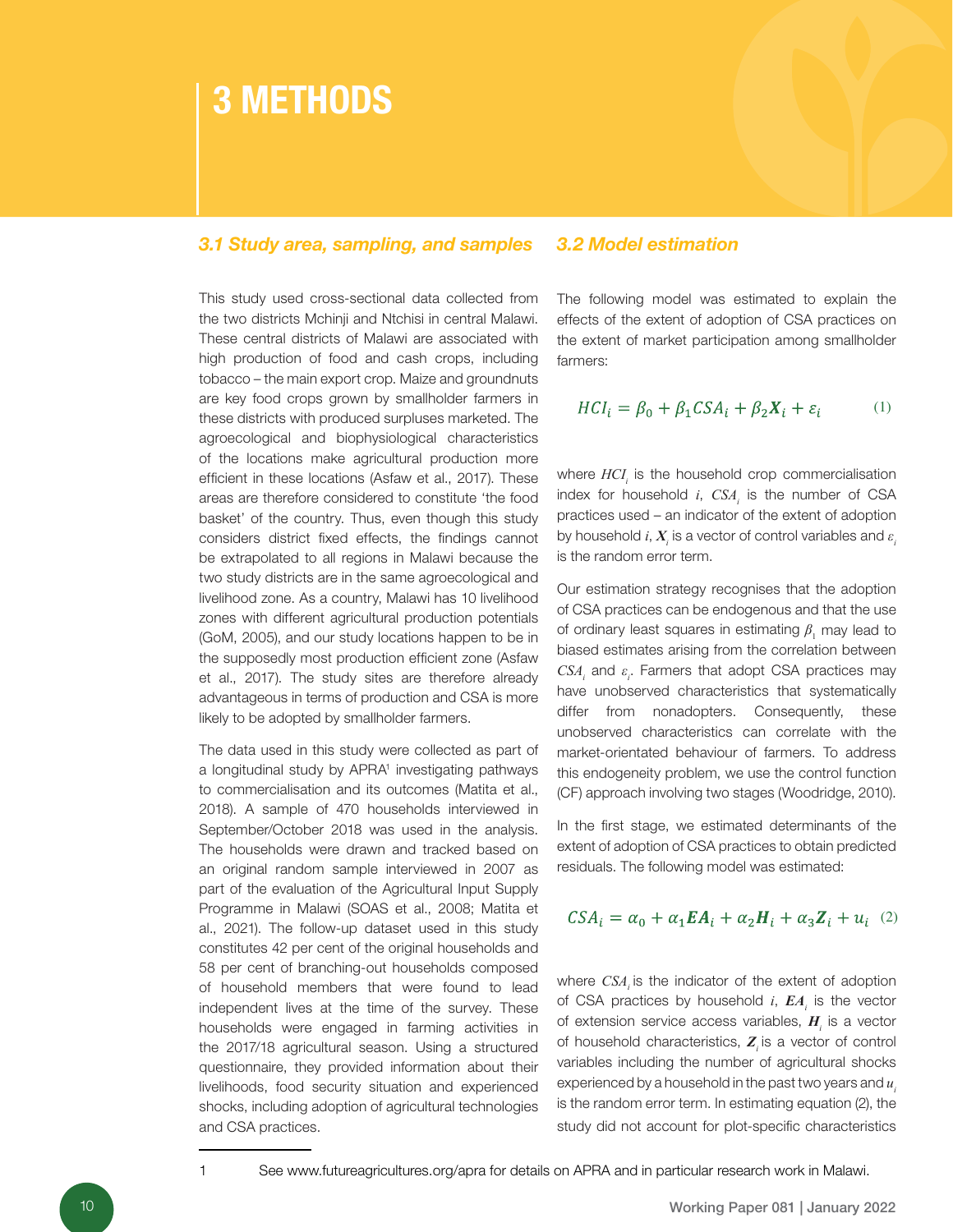# 3 METHODS

## 3.1 Study area, sampling, and samples

This study used cross-sectional data collected from the two districts Mchinji and Ntchisi in central Malawi. These central districts of Malawi are associated with high production of food and cash crops, including tobacco – the main export crop. Maize and groundnuts are key food crops grown by smallholder farmers in these districts with produced surpluses marketed. The agroecological and biophysiological characteristics of the locations make agricultural production more efficient in these locations (Asfaw et al., 2017). These areas are therefore considered to constitute 'the food basket' of the country. Thus, even though this study considers district fixed effects, the findings cannot be extrapolated to all regions in Malawi because the two study districts are in the same agroecological and livelihood zone. As a country, Malawi has 10 livelihood zones with different agricultural production potentials (GoM, 2005), and our study locations happen to be in the supposedly most production efficient zone (Asfaw et al., 2017). The study sites are therefore already advantageous in terms of production and CSA is more likely to be adopted by smallholder farmers.

The data used in this study were collected as part of a longitudinal study by APRA[1] investigating pathways to commercialisation and its outcomes (Matita et al., 2018). A sample of 470 households interviewed in September/October 2018 was used in the analysis. The households were drawn and tracked based on an original random sample interviewed in 2007 as part of the evaluation of the Agricultural Input Supply Programme in Malawi (SOAS et al., 2008; Matita et al., 2021). The follow-up dataset used in this study constitutes 42 per cent of the original households and 58 per cent of branching-out households composed of household members that were found to lead independent lives at the time of the survey. These households were engaged in farming activities in the 2017/18 agricultural season. Using a structured questionnaire, they provided information about their livelihoods, food security situation and experienced shocks, including adoption of agricultural technologies and CSA practices.

## 3.2 Model estimation

The following model was estimated to explain the effects of the extent of adoption of CSA practices on the extent of market participation among smallholder farmers:

$$HCI_i = \beta_0 + \beta_1 CSA_i + \beta_2 \boldsymbol{X}_i + \varepsilon_i \qquad (1)$$

where $HCI_i$ is the household crop commercialisation index for household $i$, $CSA_i$ is the number of CSA practices used – an indicator of the extent of adoption by household $i$, $\boldsymbol{X}_i$ is a vector of control variables and $\varepsilon_i$ is the random error term.

Our estimation strategy recognises that the adoption of CSA practices can be endogenous and that the use of ordinary least squares in estimating $\beta_1$ may lead to biased estimates arising from the correlation between $CSA_i$ and $\varepsilon_i$. Farmers that adopt CSA practices may have unobserved characteristics that systematically differ from nonadopters. Consequently, these unobserved characteristics can correlate with the market-orientated behaviour of farmers. To address this endogeneity problem, we use the control function (CF) approach involving two stages (Woodridge, 2010).

In the first stage, we estimated determinants of the extent of adoption of CSA practices to obtain predicted residuals. The following model was estimated:

$$CSA_i = \alpha_0 + \alpha_1 \boldsymbol{EA}_i + \alpha_2 \boldsymbol{H}_i + \alpha_3 \boldsymbol{Z}_i + u_i \quad (2)$$

where $CSA_i$ is the indicator of the extent of adoption of CSA practices by household $i$, $\boldsymbol{EA}_i$ is the vector of extension service access variables, $\boldsymbol{H}_i$ is a vector of household characteristics, $\boldsymbol{Z}_i$ is a vector of control variables including the number of agricultural shocks experienced by a household in the past two years and $u_i$ is the random error term. In estimating equation (2), the study did not account for plot-specific characteristics

---

1 See www.futureagricultures.org/apra for details on APRA and in particular research work in Malawi.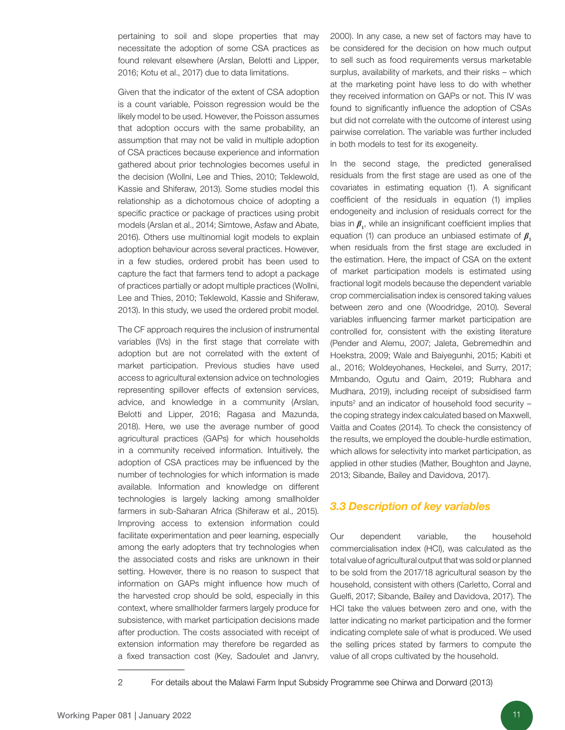pertaining to soil and slope properties that may necessitate the adoption of some CSA practices as found relevant elsewhere (Arslan, Belotti and Lipper, 2016; Kotu et al., 2017) due to data limitations.

Given that the indicator of the extent of CSA adoption is a count variable, Poisson regression would be the likely model to be used. However, the Poisson assumes that adoption occurs with the same probability, an assumption that may not be valid in multiple adoption of CSA practices because experience and information gathered about prior technologies becomes useful in the decision (Wollni, Lee and Thies, 2010; Teklewold, Kassie and Shiferaw, 2013). Some studies model this relationship as a dichotomous choice of adopting a specific practice or package of practices using probit models (Arslan et al., 2014; Simtowe, Asfaw and Abate, 2016). Others use multinomial logit models to explain adoption behaviour across several practices. However, in a few studies, ordered probit has been used to capture the fact that farmers tend to adopt a package of practices partially or adopt multiple practices (Wollni, Lee and Thies, 2010; Teklewold, Kassie and Shiferaw, 2013). In this study, we used the ordered probit model.

The CF approach requires the inclusion of instrumental variables (IVs) in the first stage that correlate with adoption but are not correlated with the extent of market participation. Previous studies have used access to agricultural extension advice on technologies representing spillover effects of extension services, advice, and knowledge in a community (Arslan, Belotti and Lipper, 2016; Ragasa and Mazunda, 2018). Here, we use the average number of good agricultural practices (GAPs) for which households in a community received information. Intuitively, the adoption of CSA practices may be influenced by the number of technologies for which information is made available. Information and knowledge on different technologies is largely lacking among smallholder farmers in sub-Saharan Africa (Shiferaw et al., 2015). Improving access to extension information could facilitate experimentation and peer learning, especially among the early adopters that try technologies when the associated costs and risks are unknown in their setting. However, there is no reason to suspect that information on GAPs might influence how much of the harvested crop should be sold, especially in this context, where smallholder farmers largely produce for subsistence, with market participation decisions made after production. The costs associated with receipt of extension information may therefore be regarded as a fixed transaction cost (Key, Sadoulet and Janvry, 2000). In any case, a new set of factors may have to be considered for the decision on how much output to sell such as food requirements versus marketable surplus, availability of markets, and their risks – which at the marketing point have less to do with whether they received information on GAPs or not. This IV was found to significantly influence the adoption of CSAs but did not correlate with the outcome of interest using pairwise correlation. The variable was further included in both models to test for its exogeneity.

In the second stage, the predicted generalised residuals from the first stage are used as one of the covariates in estimating equation (1). A significant coefficient of the residuals in equation (1) implies endogeneity and inclusion of residuals correct for the bias in $\beta_1$, while an insignificant coefficient implies that equation (1) can produce an unbiased estimate of $\beta_1$ when residuals from the first stage are excluded in the estimation. Here, the impact of CSA on the extent of market participation models is estimated using fractional logit models because the dependent variable crop commercialisation index is censored taking values between zero and one (Woodridge, 2010). Several variables influencing farmer market participation are controlled for, consistent with the existing literature (Pender and Alemu, 2007; Jaleta, Gebremedhin and Hoekstra, 2009; Wale and Baiyegunhi, 2015; Kabiti et al., 2016; Woldeyohanes, Heckelei, and Surry, 2017; Mmbando, Ogutu and Qaim, 2019; Rubhara and Mudhara, 2019), including receipt of subsidised farm inputs[2] and an indicator of household food security – the coping strategy index calculated based on Maxwell, Vaitla and Coates (2014). To check the consistency of the results, we employed the double-hurdle estimation, which allows for selectivity into market participation, as applied in other studies (Mather, Boughton and Jayne, 2013; Sibande, Bailey and Davidova, 2017).

### 3.3 Description of key variables

Our dependent variable, the household commercialisation index (HCI), was calculated as the total value of agricultural output that was sold or planned to be sold from the 2017/18 agricultural season by the household, consistent with others (Carletto, Corral and Guelfi, 2017; Sibande, Bailey and Davidova, 2017). The HCI take the values between zero and one, with the latter indicating no market participation and the former indicating complete sale of what is produced. We used the selling prices stated by farmers to compute the value of all crops cultivated by the household.

2 For details about the Malawi Farm Input Subsidy Programme see Chirwa and Dorward (2013)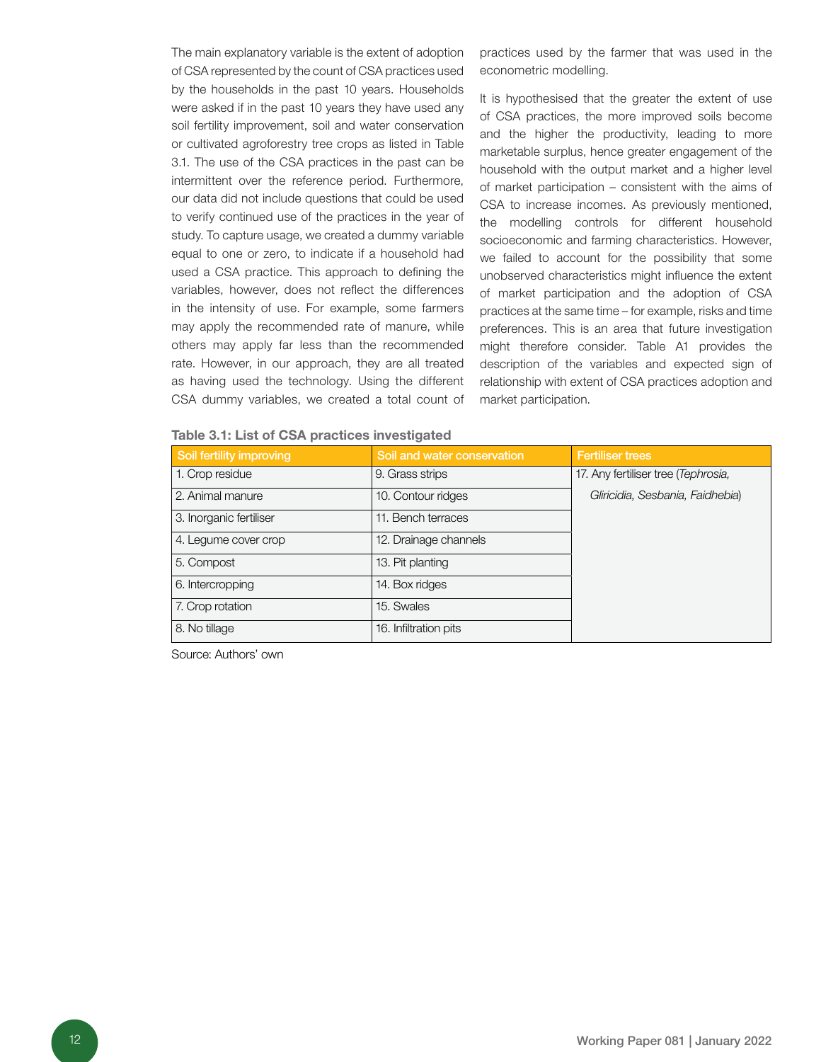The main explanatory variable is the extent of adoption of CSA represented by the count of CSA practices used by the households in the past 10 years. Households were asked if in the past 10 years they have used any soil fertility improvement, soil and water conservation or cultivated agroforestry tree crops as listed in Table 3.1. The use of the CSA practices in the past can be intermittent over the reference period. Furthermore, our data did not include questions that could be used to verify continued use of the practices in the year of study. To capture usage, we created a dummy variable equal to one or zero, to indicate if a household had used a CSA practice. This approach to defining the variables, however, does not reflect the differences in the intensity of use. For example, some farmers may apply the recommended rate of manure, while others may apply far less than the recommended rate. However, in our approach, they are all treated as having used the technology. Using the different CSA dummy variables, we created a total count of practices used by the farmer that was used in the econometric modelling.

It is hypothesised that the greater the extent of use of CSA practices, the more improved soils become and the higher the productivity, leading to more marketable surplus, hence greater engagement of the household with the output market and a higher level of market participation – consistent with the aims of CSA to increase incomes. As previously mentioned, the modelling controls for different household socioeconomic and farming characteristics. However, we failed to account for the possibility that some unobserved characteristics might influence the extent of market participation and the adoption of CSA practices at the same time – for example, risks and time preferences. This is an area that future investigation might therefore consider. Table A1 provides the description of the variables and expected sign of relationship with extent of CSA practices adoption and market participation.

**Table 3.1: List of CSA practices investigated**

| Soil fertility improving | Soil and water conservation | Fertiliser trees |
|---|---|---|
| 1. Crop residue | 9. Grass strips | 17. Any fertiliser tree (*Tephrosia, Gliricidia, Sesbania, Faidhebia*) |
| 2. Animal manure | 10. Contour ridges | |
| 3. Inorganic fertiliser | 11. Bench terraces | |
| 4. Legume cover crop | 12. Drainage channels | |
| 5. Compost | 13. Pit planting | |
| 6. Intercropping | 14. Box ridges | |
| 7. Crop rotation | 15. Swales | |
| 8. No tillage | 16. Infiltration pits | |

Source: Authors' own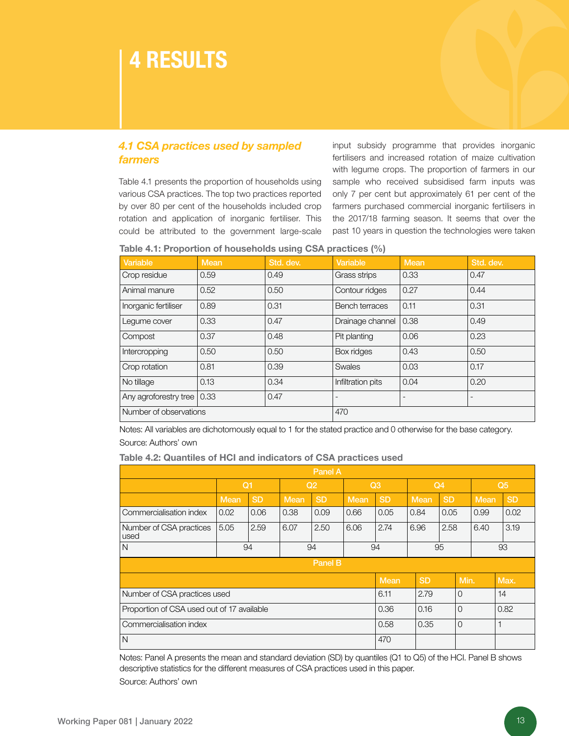# 4 RESULTS

## 4.1 CSA practices used by sampled farmers

Table 4.1 presents the proportion of households using various CSA practices. The top two practices reported by over 80 per cent of the households included crop rotation and application of inorganic fertiliser. This could be attributed to the government large-scale input subsidy programme that provides inorganic fertilisers and increased rotation of maize cultivation with legume crops. The proportion of farmers in our sample who received subsidised farm inputs was only 7 per cent but approximately 61 per cent of the farmers purchased commercial inorganic fertilisers in the 2017/18 farming season. It seems that over the past 10 years in question the technologies were taken

**Table 4.1: Proportion of households using CSA practices (%)**

| Variable | Mean | Std. dev. | Variable | Mean | Std. dev. |
|---|---|---|---|---|---|
| Crop residue | 0.59 | 0.49 | Grass strips | 0.33 | 0.47 |
| Animal manure | 0.52 | 0.50 | Contour ridges | 0.27 | 0.44 |
| Inorganic fertiliser | 0.89 | 0.31 | Bench terraces | 0.11 | 0.31 |
| Legume cover | 0.33 | 0.47 | Drainage channel | 0.38 | 0.49 |
| Compost | 0.37 | 0.48 | Pit planting | 0.06 | 0.23 |
| Intercropping | 0.50 | 0.50 | Box ridges | 0.43 | 0.50 |
| Crop rotation | 0.81 | 0.39 | Swales | 0.03 | 0.17 |
| No tillage | 0.13 | 0.34 | Infiltration pits | 0.04 | 0.20 |
| Any agroforestry tree | 0.33 | 0.47 | - | - | - |
| Number of observations | | | 470 | | |

Notes: All variables are dichotomously equal to 1 for the stated practice and 0 otherwise for the base category.

Source: Authors' own

**Table 4.2: Quantiles of HCI and indicators of CSA practices used**

| Panel A | | | | | | | | | | |
|---|---|---|---|---|---|---|---|---|---|---|
| | Q1 | | Q2 | | Q3 | | Q4 | | Q5 | |
| | Mean | SD | Mean | SD | Mean | SD | Mean | SD | Mean | SD |
| Commercialisation index | 0.02 | 0.06 | 0.38 | 0.09 | 0.66 | 0.05 | 0.84 | 0.05 | 0.99 | 0.02 |
| Number of CSA practices used | 5.05 | 2.59 | 6.07 | 2.50 | 6.06 | 2.74 | 6.96 | 2.58 | 6.40 | 3.19 |
| N | 94 | | 94 | | 94 | | 95 | | 93 | |

| Panel B | | | | |
|---|---|---|---|---|
| | Mean | SD | Min. | Max. |
| Number of CSA practices used | 6.11 | 2.79 | 0 | 14 |
| Proportion of CSA used out of 17 available | 0.36 | 0.16 | 0 | 0.82 |
| Commercialisation index | 0.58 | 0.35 | 0 | 1 |
| N | 470 | | | |

Notes: Panel A presents the mean and standard deviation (SD) by quantiles (Q1 to Q5) of the HCI. Panel B shows descriptive statistics for the different measures of CSA practices used in this paper.

Source: Authors' own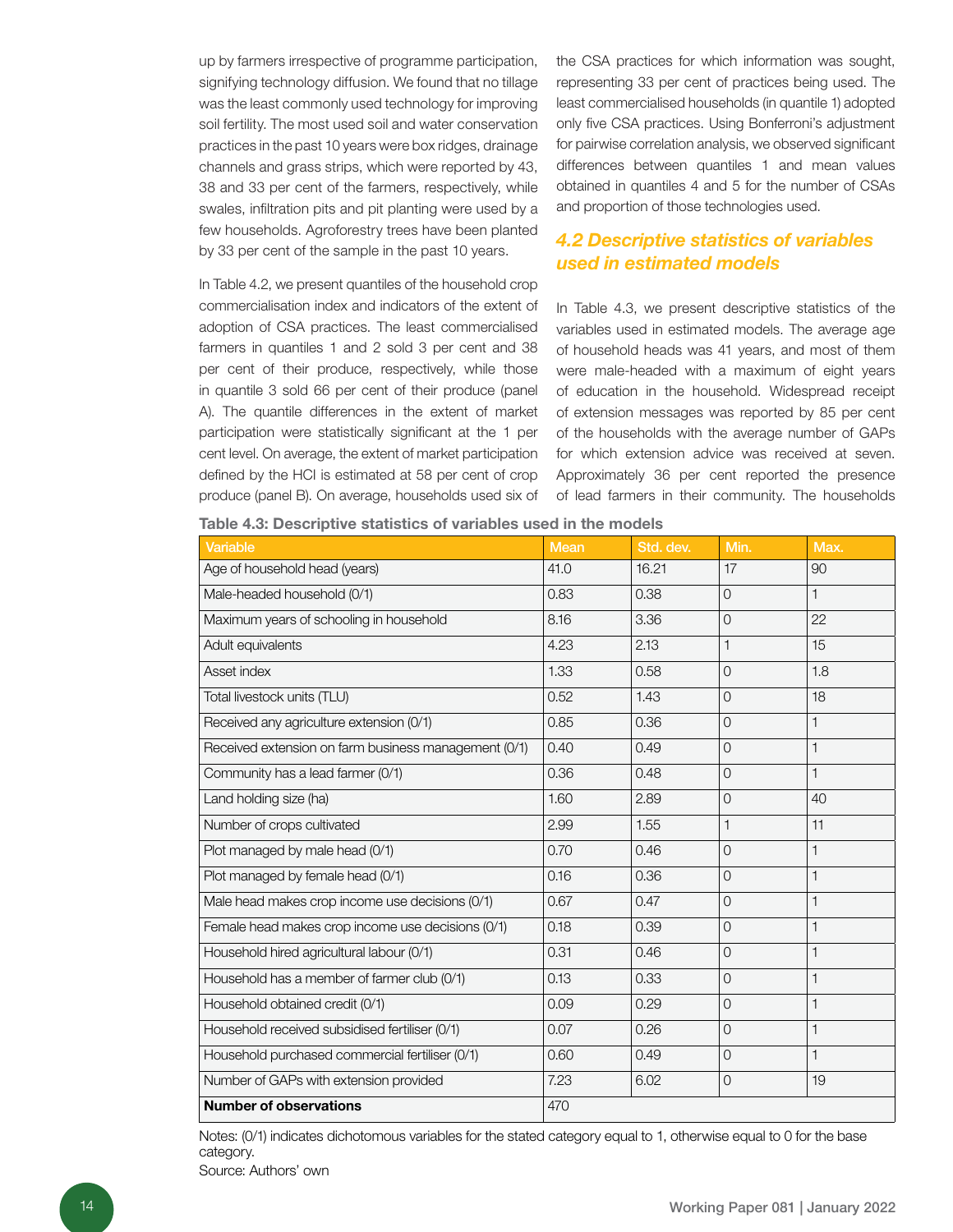up by farmers irrespective of programme participation, signifying technology diffusion. We found that no tillage was the least commonly used technology for improving soil fertility. The most used soil and water conservation practices in the past 10 years were box ridges, drainage channels and grass strips, which were reported by 43, 38 and 33 per cent of the farmers, respectively, while swales, infiltration pits and pit planting were used by a few households. Agroforestry trees have been planted by 33 per cent of the sample in the past 10 years.

In Table 4.2, we present quantiles of the household crop commercialisation index and indicators of the extent of adoption of CSA practices. The least commercialised farmers in quantiles 1 and 2 sold 3 per cent and 38 per cent of their produce, respectively, while those in quantile 3 sold 66 per cent of their produce (panel A). The quantile differences in the extent of market participation were statistically significant at the 1 per cent level. On average, the extent of market participation defined by the HCI is estimated at 58 per cent of crop produce (panel B). On average, households used six of the CSA practices for which information was sought, representing 33 per cent of practices being used. The least commercialised households (in quantile 1) adopted only five CSA practices. Using Bonferroni's adjustment for pairwise correlation analysis, we observed significant differences between quantiles 1 and mean values obtained in quantiles 4 and 5 for the number of CSAs and proportion of those technologies used.

## 4.2 Descriptive statistics of variables used in estimated models

In Table 4.3, we present descriptive statistics of the variables used in estimated models. The average age of household heads was 41 years, and most of them were male-headed with a maximum of eight years of education in the household. Widespread receipt of extension messages was reported by 85 per cent of the households with the average number of GAPs for which extension advice was received at seven. Approximately 36 per cent reported the presence of lead farmers in their community. The households

**Table 4.3: Descriptive statistics of variables used in the models**

| Variable | Mean | Std. dev. | Min. | Max. |
|---|---|---|---|---|
| Age of household head (years) | 41.0 | 16.21 | 17 | 90 |
| Male-headed household (0/1) | 0.83 | 0.38 | 0 | 1 |
| Maximum years of schooling in household | 8.16 | 3.36 | 0 | 22 |
| Adult equivalents | 4.23 | 2.13 | 1 | 15 |
| Asset index | 1.33 | 0.58 | 0 | 1.8 |
| Total livestock units (TLU) | 0.52 | 1.43 | 0 | 18 |
| Received any agriculture extension (0/1) | 0.85 | 0.36 | 0 | 1 |
| Received extension on farm business management (0/1) | 0.40 | 0.49 | 0 | 1 |
| Community has a lead farmer (0/1) | 0.36 | 0.48 | 0 | 1 |
| Land holding size (ha) | 1.60 | 2.89 | 0 | 40 |
| Number of crops cultivated | 2.99 | 1.55 | 1 | 11 |
| Plot managed by male head (0/1) | 0.70 | 0.46 | 0 | 1 |
| Plot managed by female head (0/1) | 0.16 | 0.36 | 0 | 1 |
| Male head makes crop income use decisions (0/1) | 0.67 | 0.47 | 0 | 1 |
| Female head makes crop income use decisions (0/1) | 0.18 | 0.39 | 0 | 1 |
| Household hired agricultural labour (0/1) | 0.31 | 0.46 | 0 | 1 |
| Household has a member of farmer club (0/1) | 0.13 | 0.33 | 0 | 1 |
| Household obtained credit (0/1) | 0.09 | 0.29 | 0 | 1 |
| Household received subsidised fertiliser (0/1) | 0.07 | 0.26 | 0 | 1 |
| Household purchased commercial fertiliser (0/1) | 0.60 | 0.49 | 0 | 1 |
| Number of GAPs with extension provided | 7.23 | 6.02 | 0 | 19 |
| **Number of observations** | 470 | | | |

Notes: (0/1) indicates dichotomous variables for the stated category equal to 1, otherwise equal to 0 for the base category.
Source: Authors' own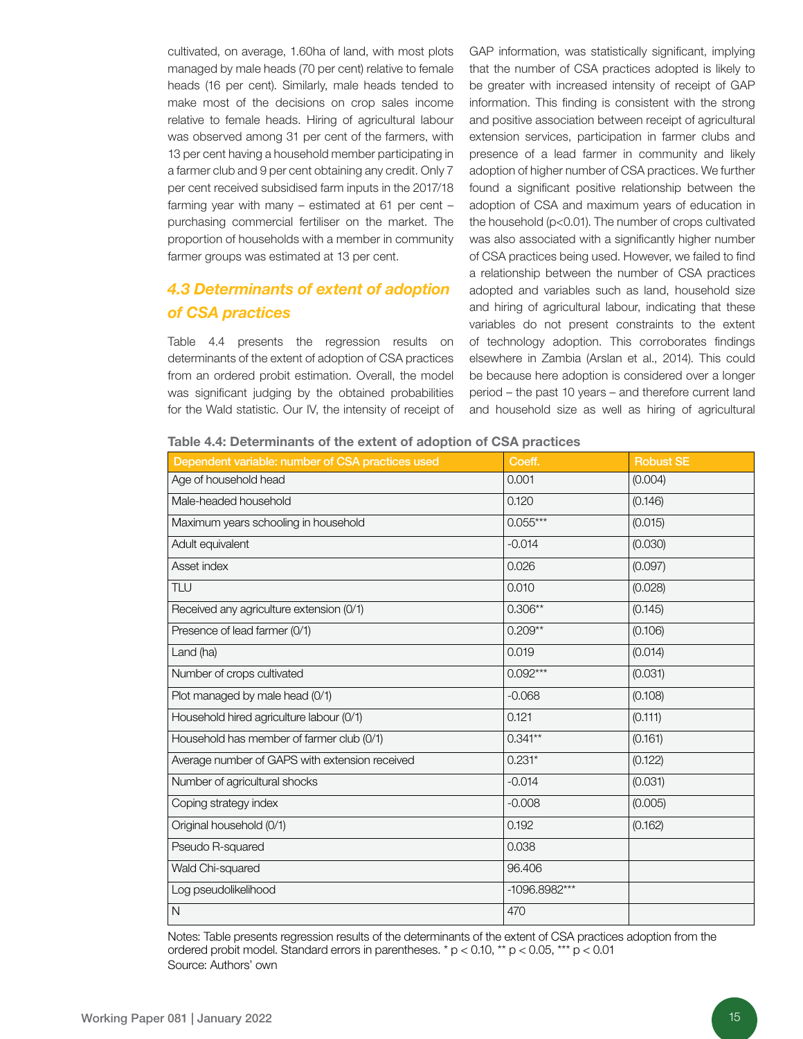cultivated, on average, 1.60ha of land, with most plots managed by male heads (70 per cent) relative to female heads (16 per cent). Similarly, male heads tended to make most of the decisions on crop sales income relative to female heads. Hiring of agricultural labour was observed among 31 per cent of the farmers, with 13 per cent having a household member participating in a farmer club and 9 per cent obtaining any credit. Only 7 per cent received subsidised farm inputs in the 2017/18 farming year with many – estimated at 61 per cent – purchasing commercial fertiliser on the market. The proportion of households with a member in community farmer groups was estimated at 13 per cent.

## 4.3 Determinants of extent of adoption of CSA practices

Table 4.4 presents the regression results on determinants of the extent of adoption of CSA practices from an ordered probit estimation. Overall, the model was significant judging by the obtained probabilities for the Wald statistic. Our IV, the intensity of receipt of GAP information, was statistically significant, implying that the number of CSA practices adopted is likely to be greater with increased intensity of receipt of GAP information. This finding is consistent with the strong and positive association between receipt of agricultural extension services, participation in farmer clubs and presence of a lead farmer in community and likely adoption of higher number of CSA practices. We further found a significant positive relationship between the adoption of CSA and maximum years of education in the household ($p<0.01$). The number of crops cultivated was also associated with a significantly higher number of CSA practices being used. However, we failed to find a relationship between the number of CSA practices adopted and variables such as land, household size and hiring of agricultural labour, indicating that these variables do not present constraints to the extent of technology adoption. This corroborates findings elsewhere in Zambia (Arslan et al., 2014). This could be because here adoption is considered over a longer period – the past 10 years – and therefore current land and household size as well as hiring of agricultural

**Table 4.4: Determinants of the extent of adoption of CSA practices**

| Dependent variable: number of CSA practices used | Coeff. | Robust SE |
|---|---|---|
| Age of household head | 0.001 | (0.004) |
| Male-headed household | 0.120 | (0.146) |
| Maximum years schooling in household | 0.055*** | (0.015) |
| Adult equivalent | -0.014 | (0.030) |
| Asset index | 0.026 | (0.097) |
| TLU | 0.010 | (0.028) |
| Received any agriculture extension (0/1) | 0.306** | (0.145) |
| Presence of lead farmer (0/1) | 0.209** | (0.106) |
| Land (ha) | 0.019 | (0.014) |
| Number of crops cultivated | 0.092*** | (0.031) |
| Plot managed by male head (0/1) | -0.068 | (0.108) |
| Household hired agriculture labour (0/1) | 0.121 | (0.111) |
| Household has member of farmer club (0/1) | 0.341** | (0.161) |
| Average number of GAPS with extension received | 0.231* | (0.122) |
| Number of agricultural shocks | -0.014 | (0.031) |
| Coping strategy index | -0.008 | (0.005) |
| Original household (0/1) | 0.192 | (0.162) |
| Pseudo R-squared | 0.038 | |
| Wald Chi-squared | 96.406 | |
| Log pseudolikelihood | -1096.8982*** | |
| N | 470 | |

Notes: Table presents regression results of the determinants of the extent of CSA practices adoption from the ordered probit model. Standard errors in parentheses. * $p < 0.10$, ** $p < 0.05$, *** $p < 0.01$
Source: Authors' own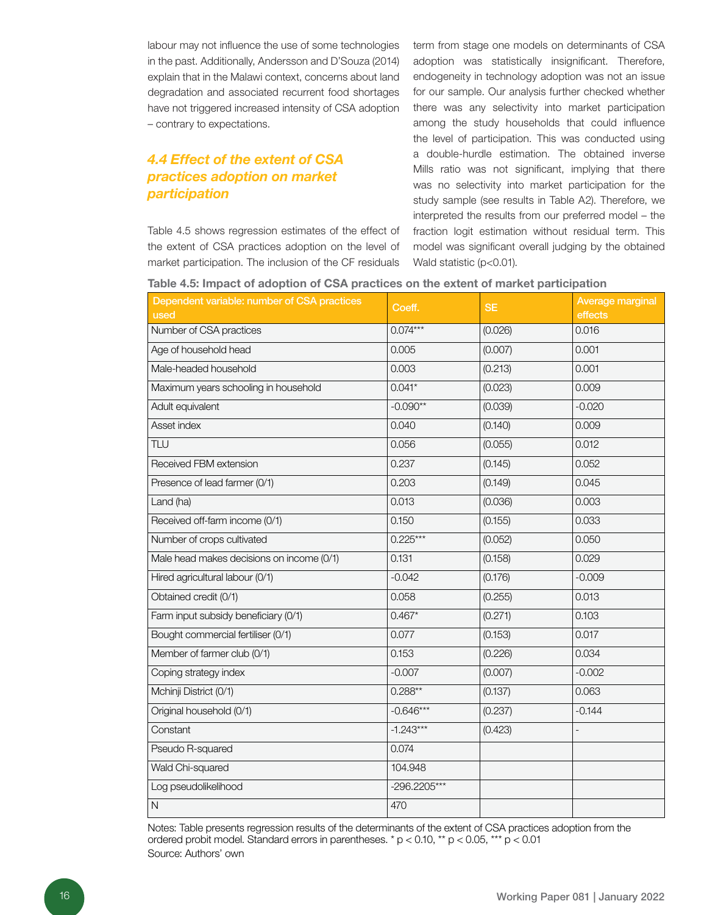labour may not influence the use of some technologies in the past. Additionally, Andersson and D'Souza (2014) explain that in the Malawi context, concerns about land degradation and associated recurrent food shortages have not triggered increased intensity of CSA adoption – contrary to expectations.

### *4.4 Effect of the extent of CSA practices adoption on market participation*

Table 4.5 shows regression estimates of the effect of the extent of CSA practices adoption on the level of market participation. The inclusion of the CF residuals term from stage one models on determinants of CSA adoption was statistically insignificant. Therefore, endogeneity in technology adoption was not an issue for our sample. Our analysis further checked whether there was any selectivity into market participation among the study households that could influence the level of participation. This was conducted using a double-hurdle estimation. The obtained inverse Mills ratio was not significant, implying that there was no selectivity into market participation for the study sample (see results in Table A2). Therefore, we interpreted the results from our preferred model – the fraction logit estimation without residual term. This model was significant overall judging by the obtained Wald statistic ($p<0.01$).

**Table 4.5: Impact of adoption of CSA practices on the extent of market participation**

| Dependent variable: number of CSA practices used | Coeff. | SE | Average marginal effects |
|---|---|---|---|
| Number of CSA practices | 0.074*** | (0.026) | 0.016 |
| Age of household head | 0.005 | (0.007) | 0.001 |
| Male-headed household | 0.003 | (0.213) | 0.001 |
| Maximum years schooling in household | 0.041* | (0.023) | 0.009 |
| Adult equivalent | -0.090** | (0.039) | -0.020 |
| Asset index | 0.040 | (0.140) | 0.009 |
| TLU | 0.056 | (0.055) | 0.012 |
| Received FBM extension | 0.237 | (0.145) | 0.052 |
| Presence of lead farmer (0/1) | 0.203 | (0.149) | 0.045 |
| Land (ha) | 0.013 | (0.036) | 0.003 |
| Received off-farm income (0/1) | 0.150 | (0.155) | 0.033 |
| Number of crops cultivated | 0.225*** | (0.052) | 0.050 |
| Male head makes decisions on income (0/1) | 0.131 | (0.158) | 0.029 |
| Hired agricultural labour (0/1) | -0.042 | (0.176) | -0.009 |
| Obtained credit (0/1) | 0.058 | (0.255) | 0.013 |
| Farm input subsidy beneficiary (0/1) | 0.467* | (0.271) | 0.103 |
| Bought commercial fertiliser (0/1) | 0.077 | (0.153) | 0.017 |
| Member of farmer club (0/1) | 0.153 | (0.226) | 0.034 |
| Coping strategy index | -0.007 | (0.007) | -0.002 |
| Mchinji District (0/1) | 0.288** | (0.137) | 0.063 |
| Original household (0/1) | -0.646*** | (0.237) | -0.144 |
| Constant | -1.243*** | (0.423) | - |
| Pseudo R-squared | 0.074 | | |
| Wald Chi-squared | 104.948 | | |
| Log pseudolikelihood | -296.2205*** | | |
| N | 470 | | |

Notes: Table presents regression results of the determinants of the extent of CSA practices adoption from the ordered probit model. Standard errors in parentheses. * $p < 0.10$, ** $p < 0.05$, *** $p < 0.01$

Source: Authors' own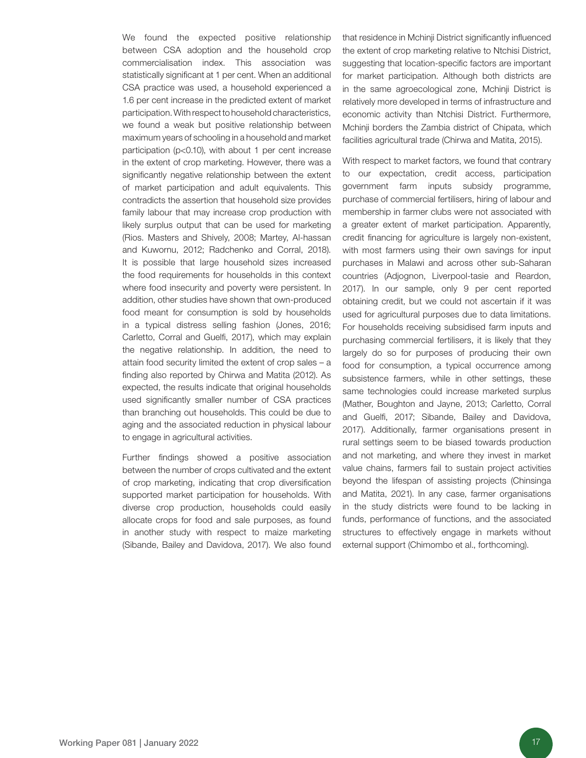We found the expected positive relationship between CSA adoption and the household crop commercialisation index. This association was statistically significant at 1 per cent. When an additional CSA practice was used, a household experienced a 1.6 per cent increase in the predicted extent of market participation. With respect to household characteristics, we found a weak but positive relationship between maximum years of schooling in a household and market participation ($p<0.10$), with about 1 per cent increase in the extent of crop marketing. However, there was a significantly negative relationship between the extent of market participation and adult equivalents. This contradicts the assertion that household size provides family labour that may increase crop production with likely surplus output that can be used for marketing (Rios. Masters and Shively, 2008; Martey, Al-hassan and Kuwornu, 2012; Radchenko and Corral, 2018). It is possible that large household sizes increased the food requirements for households in this context where food insecurity and poverty were persistent. In addition, other studies have shown that own-produced food meant for consumption is sold by households in a typical distress selling fashion (Jones, 2016; Carletto, Corral and Guelfi, 2017), which may explain the negative relationship. In addition, the need to attain food security limited the extent of crop sales – a finding also reported by Chirwa and Matita (2012). As expected, the results indicate that original households used significantly smaller number of CSA practices than branching out households. This could be due to aging and the associated reduction in physical labour to engage in agricultural activities.

Further findings showed a positive association between the number of crops cultivated and the extent of crop marketing, indicating that crop diversification supported market participation for households. With diverse crop production, households could easily allocate crops for food and sale purposes, as found in another study with respect to maize marketing (Sibande, Bailey and Davidova, 2017). We also found that residence in Mchinji District significantly influenced the extent of crop marketing relative to Ntchisi District, suggesting that location-specific factors are important for market participation. Although both districts are in the same agroecological zone, Mchinji District is relatively more developed in terms of infrastructure and economic activity than Ntchisi District. Furthermore, Mchinji borders the Zambia district of Chipata, which facilities agricultural trade (Chirwa and Matita, 2015).

With respect to market factors, we found that contrary to our expectation, credit access, participation government farm inputs subsidy programme, purchase of commercial fertilisers, hiring of labour and membership in farmer clubs were not associated with a greater extent of market participation. Apparently, credit financing for agriculture is largely non-existent, with most farmers using their own savings for input purchases in Malawi and across other sub-Saharan countries (Adjognon, Liverpool-tasie and Reardon, 2017). In our sample, only 9 per cent reported obtaining credit, but we could not ascertain if it was used for agricultural purposes due to data limitations. For households receiving subsidised farm inputs and purchasing commercial fertilisers, it is likely that they largely do so for purposes of producing their own food for consumption, a typical occurrence among subsistence farmers, while in other settings, these same technologies could increase marketed surplus (Mather, Boughton and Jayne, 2013; Carletto, Corral and Guelfi, 2017; Sibande, Bailey and Davidova, 2017). Additionally, farmer organisations present in rural settings seem to be biased towards production and not marketing, and where they invest in market value chains, farmers fail to sustain project activities beyond the lifespan of assisting projects (Chinsinga and Matita, 2021). In any case, farmer organisations in the study districts were found to be lacking in funds, performance of functions, and the associated structures to effectively engage in markets without external support (Chimombo et al., forthcoming).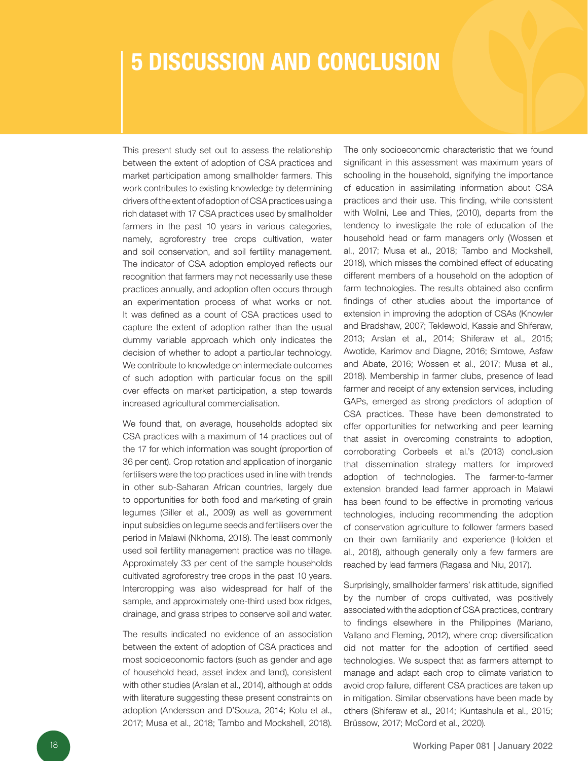# 5 DISCUSSION AND CONCLUSION

This present study set out to assess the relationship between the extent of adoption of CSA practices and market participation among smallholder farmers. This work contributes to existing knowledge by determining drivers of the extent of adoption of CSA practices using a rich dataset with 17 CSA practices used by smallholder farmers in the past 10 years in various categories, namely, agroforestry tree crops cultivation, water and soil conservation, and soil fertility management. The indicator of CSA adoption employed reflects our recognition that farmers may not necessarily use these practices annually, and adoption often occurs through an experimentation process of what works or not. It was defined as a count of CSA practices used to capture the extent of adoption rather than the usual dummy variable approach which only indicates the decision of whether to adopt a particular technology. We contribute to knowledge on intermediate outcomes of such adoption with particular focus on the spill over effects on market participation, a step towards increased agricultural commercialisation.

We found that, on average, households adopted six CSA practices with a maximum of 14 practices out of the 17 for which information was sought (proportion of 36 per cent). Crop rotation and application of inorganic fertilisers were the top practices used in line with trends in other sub-Saharan African countries, largely due to opportunities for both food and marketing of grain legumes (Giller et al., 2009) as well as government input subsidies on legume seeds and fertilisers over the period in Malawi (Nkhoma, 2018). The least commonly used soil fertility management practice was no tillage. Approximately 33 per cent of the sample households cultivated agroforestry tree crops in the past 10 years. Intercropping was also widespread for half of the sample, and approximately one-third used box ridges, drainage, and grass stripes to conserve soil and water.

The results indicated no evidence of an association between the extent of adoption of CSA practices and most socioeconomic factors (such as gender and age of household head, asset index and land), consistent with other studies (Arslan et al., 2014), although at odds with literature suggesting these present constraints on adoption (Andersson and D'Souza, 2014; Kotu et al., 2017; Musa et al., 2018; Tambo and Mockshell, 2018). The only socioeconomic characteristic that we found significant in this assessment was maximum years of schooling in the household, signifying the importance of education in assimilating information about CSA practices and their use. This finding, while consistent with Wollni, Lee and Thies, (2010), departs from the tendency to investigate the role of education of the household head or farm managers only (Wossen et al., 2017; Musa et al., 2018; Tambo and Mockshell, 2018), which misses the combined effect of educating different members of a household on the adoption of farm technologies. The results obtained also confirm findings of other studies about the importance of extension in improving the adoption of CSAs (Knowler and Bradshaw, 2007; Teklewold, Kassie and Shiferaw, 2013; Arslan et al., 2014; Shiferaw et al., 2015; Awotide, Karimov and Diagne, 2016; Simtowe, Asfaw and Abate, 2016; Wossen et al., 2017; Musa et al., 2018). Membership in farmer clubs, presence of lead farmer and receipt of any extension services, including GAPs, emerged as strong predictors of adoption of CSA practices. These have been demonstrated to offer opportunities for networking and peer learning that assist in overcoming constraints to adoption, corroborating Corbeels et al.'s (2013) conclusion that dissemination strategy matters for improved adoption of technologies. The farmer-to-farmer extension branded lead farmer approach in Malawi has been found to be effective in promoting various technologies, including recommending the adoption of conservation agriculture to follower farmers based on their own familiarity and experience (Holden et al., 2018), although generally only a few farmers are reached by lead farmers (Ragasa and Niu, 2017).

Surprisingly, smallholder farmers' risk attitude, signified by the number of crops cultivated, was positively associated with the adoption of CSA practices, contrary to findings elsewhere in the Philippines (Mariano, Vallano and Fleming, 2012), where crop diversification did not matter for the adoption of certified seed technologies. We suspect that as farmers attempt to manage and adapt each crop to climate variation to avoid crop failure, different CSA practices are taken up in mitigation. Similar observations have been made by others (Shiferaw et al., 2014; Kuntashula et al., 2015; Brüssow, 2017; McCord et al., 2020).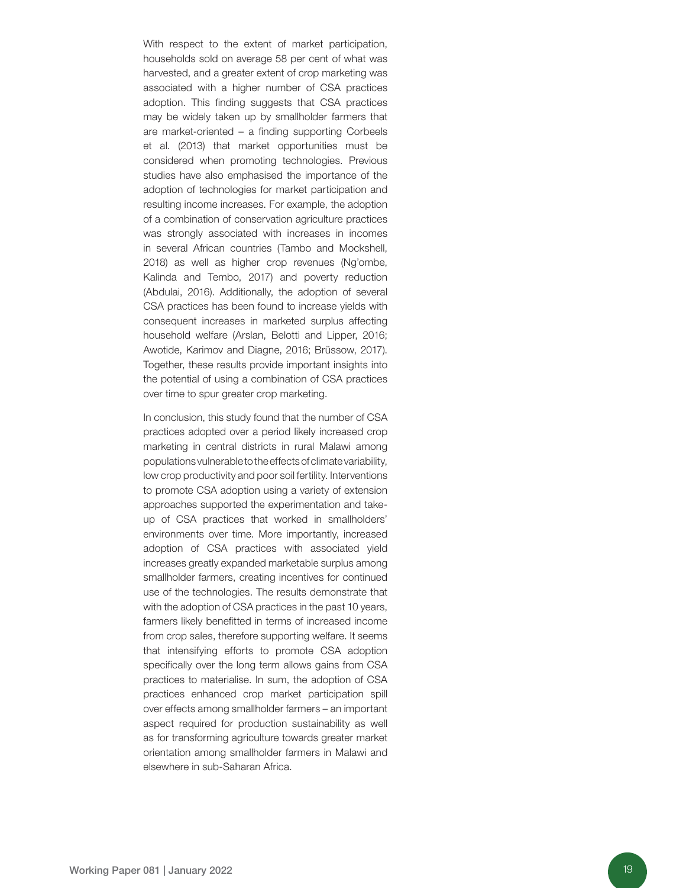With respect to the extent of market participation, households sold on average 58 per cent of what was harvested, and a greater extent of crop marketing was associated with a higher number of CSA practices adoption. This finding suggests that CSA practices may be widely taken up by smallholder farmers that are market-oriented – a finding supporting Corbeels et al. (2013) that market opportunities must be considered when promoting technologies. Previous studies have also emphasised the importance of the adoption of technologies for market participation and resulting income increases. For example, the adoption of a combination of conservation agriculture practices was strongly associated with increases in incomes in several African countries (Tambo and Mockshell, 2018) as well as higher crop revenues (Ng'ombe, Kalinda and Tembo, 2017) and poverty reduction (Abdulai, 2016). Additionally, the adoption of several CSA practices has been found to increase yields with consequent increases in marketed surplus affecting household welfare (Arslan, Belotti and Lipper, 2016; Awotide, Karimov and Diagne, 2016; Brüssow, 2017). Together, these results provide important insights into the potential of using a combination of CSA practices over time to spur greater crop marketing.

In conclusion, this study found that the number of CSA practices adopted over a period likely increased crop marketing in central districts in rural Malawi among populations vulnerable to the effects of climate variability, low crop productivity and poor soil fertility. Interventions to promote CSA adoption using a variety of extension approaches supported the experimentation and take-up of CSA practices that worked in smallholders' environments over time. More importantly, increased adoption of CSA practices with associated yield increases greatly expanded marketable surplus among smallholder farmers, creating incentives for continued use of the technologies. The results demonstrate that with the adoption of CSA practices in the past 10 years, farmers likely benefitted in terms of increased income from crop sales, therefore supporting welfare. It seems that intensifying efforts to promote CSA adoption specifically over the long term allows gains from CSA practices to materialise. In sum, the adoption of CSA practices enhanced crop market participation spill over effects among smallholder farmers – an important aspect required for production sustainability as well as for transforming agriculture towards greater market orientation among smallholder farmers in Malawi and elsewhere in sub-Saharan Africa.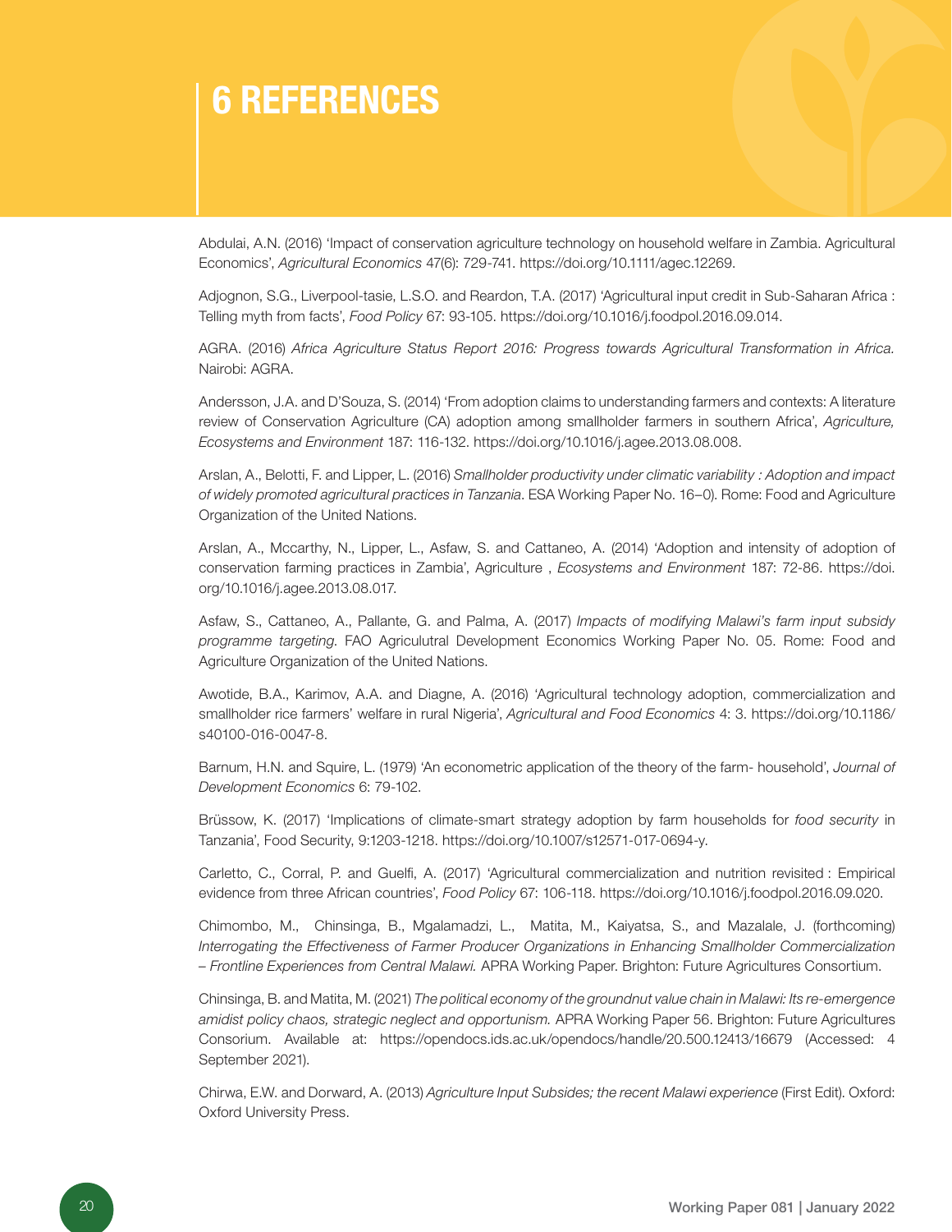# 6 REFERENCES

Abdulai, A.N. (2016) 'Impact of conservation agriculture technology on household welfare in Zambia. Agricultural Economics', *Agricultural Economics* 47(6): 729-741. https://doi.org/10.1111/agec.12269.

Adjognon, S.G., Liverpool-tasie, L.S.O. and Reardon, T.A. (2017) 'Agricultural input credit in Sub-Saharan Africa : Telling myth from facts', *Food Policy* 67: 93-105. https://doi.org/10.1016/j.foodpol.2016.09.014.

AGRA. (2016) *Africa Agriculture Status Report 2016: Progress towards Agricultural Transformation in Africa.* Nairobi: AGRA.

Andersson, J.A. and D'Souza, S. (2014) 'From adoption claims to understanding farmers and contexts: A literature review of Conservation Agriculture (CA) adoption among smallholder farmers in southern Africa', *Agriculture, Ecosystems and Environment* 187: 116-132. https://doi.org/10.1016/j.agee.2013.08.008.

Arslan, A., Belotti, F. and Lipper, L. (2016) *Smallholder productivity under climatic variability : Adoption and impact of widely promoted agricultural practices in Tanzania.* ESA Working Paper No. 16–0). Rome: Food and Agriculture Organization of the United Nations.

Arslan, A., Mccarthy, N., Lipper, L., Asfaw, S. and Cattaneo, A. (2014) 'Adoption and intensity of adoption of conservation farming practices in Zambia', Agriculture , *Ecosystems and Environment* 187: 72-86. https://doi.org/10.1016/j.agee.2013.08.017.

Asfaw, S., Cattaneo, A., Pallante, G. and Palma, A. (2017) *Impacts of modifying Malawi's farm input subsidy programme targeting.* FAO Agriculutral Development Economics Working Paper No. 05. Rome: Food and Agriculture Organization of the United Nations.

Awotide, B.A., Karimov, A.A. and Diagne, A. (2016) 'Agricultural technology adoption, commercialization and smallholder rice farmers' welfare in rural Nigeria', *Agricultural and Food Economics* 4: 3. https://doi.org/10.1186/s40100-016-0047-8.

Barnum, H.N. and Squire, L. (1979) 'An econometric application of the theory of the farm- household', *Journal of Development Economics* 6: 79-102.

Brüssow, K. (2017) 'Implications of climate-smart strategy adoption by farm households for *food security* in Tanzania', Food Security, 9:1203-1218. https://doi.org/10.1007/s12571-017-0694-y.

Carletto, C., Corral, P. and Guelfi, A. (2017) 'Agricultural commercialization and nutrition revisited : Empirical evidence from three African countries', *Food Policy* 67: 106-118. https://doi.org/10.1016/j.foodpol.2016.09.020.

Chimombo, M., Chinsinga, B., Mgalamadzi, L., Matita, M., Kaiyatsa, S., and Mazalale, J. (forthcoming) *Interrogating the Effectiveness of Farmer Producer Organizations in Enhancing Smallholder Commercialization – Frontline Experiences from Central Malawi.* APRA Working Paper. Brighton: Future Agricultures Consortium.

Chinsinga, B. and Matita, M. (2021) *The political economy of the groundnut value chain in Malawi: Its re-emergence amidist policy chaos, strategic neglect and opportunism.* APRA Working Paper 56. Brighton: Future Agricultures Consorium. Available at: https://opendocs.ids.ac.uk/opendocs/handle/20.500.12413/16679 (Accessed: 4 September 2021).

Chirwa, E.W. and Dorward, A. (2013) *Agriculture Input Subsides; the recent Malawi experience* (First Edit). Oxford: Oxford University Press.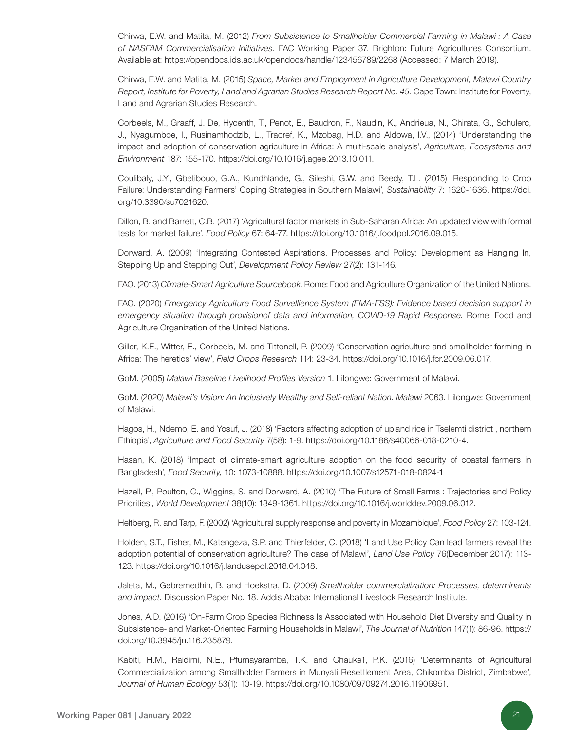Chirwa, E.W. and Matita, M. (2012) *From Subsistence to Smallholder Commercial Farming in Malawi : A Case of NASFAM Commercialisation Initiatives.* FAC Working Paper 37. Brighton: Future Agricultures Consortium. Available at: https://opendocs.ids.ac.uk/opendocs/handle/123456789/2268 (Accessed: 7 March 2019).

Chirwa, E.W. and Matita, M. (2015) *Space, Market and Employment in Agriculture Development, Malawi Country Report, Institute for Poverty, Land and Agrarian Studies Research Report No. 45.* Cape Town: Institute for Poverty, Land and Agrarian Studies Research.

Corbeels, M., Graaff, J. De, Hycenth, T., Penot, E., Baudron, F., Naudin, K., Andrieua, N., Chirata, G., Schulerc, J., Nyagumboe, I., Rusinamhodzib, L., Traoref, K., Mzobag, H.D. and Aldowa, I.V., (2014) 'Understanding the impact and adoption of conservation agriculture in Africa: A multi-scale analysis', *Agriculture, Ecosystems and Environment* 187: 155-170. https://doi.org/10.1016/j.agee.2013.10.011.

Coulibaly, J.Y., Gbetibouo, G.A., Kundhlande, G., Sileshi, G.W. and Beedy, T.L. (2015) 'Responding to Crop Failure: Understanding Farmers' Coping Strategies in Southern Malawi', *Sustainability* 7: 1620-1636. https://doi.org/10.3390/su7021620.

Dillon, B. and Barrett, C.B. (2017) 'Agricultural factor markets in Sub-Saharan Africa: An updated view with formal tests for market failure', *Food Policy* 67: 64-77. https://doi.org/10.1016/j.foodpol.2016.09.015.

Dorward, A. (2009) 'Integrating Contested Aspirations, Processes and Policy: Development as Hanging In, Stepping Up and Stepping Out', *Development Policy Review* 27(2): 131-146.

FAO. (2013) *Climate-Smart Agriculture Sourcebook*. Rome: Food and Agriculture Organization of the United Nations.

FAO. (2020) *Emergency Agriculture Food Survellience System (EMA-FSS): Evidence based decision support in emergency situation through provisionof data and information, COVID-19 Rapid Response.* Rome: Food and Agriculture Organization of the United Nations.

Giller, K.E., Witter, E., Corbeels, M. and Tittonell, P. (2009) 'Conservation agriculture and smallholder farming in Africa: The heretics' view', *Field Crops Research* 114: 23-34. https://doi.org/10.1016/j.fcr.2009.06.017.

GoM. (2005) *Malawi Baseline Livelihood Profiles Version* 1. Lilongwe: Government of Malawi.

GoM. (2020) *Malawi's Vision: An Inclusively Wealthy and Self-reliant Nation. Malawi* 2063. Lilongwe: Government of Malawi.

Hagos, H., Ndemo, E. and Yosuf, J. (2018) 'Factors affecting adoption of upland rice in Tselemti district , northern Ethiopia', *Agriculture and Food Security* 7(58): 1-9. https://doi.org/10.1186/s40066-018-0210-4.

Hasan, K. (2018) 'Impact of climate-smart agriculture adoption on the food security of coastal farmers in Bangladesh', *Food Security,* 10: 1073-10888. https://doi.org/10.1007/s12571-018-0824-1

Hazell, P., Poulton, C., Wiggins, S. and Dorward, A. (2010) 'The Future of Small Farms : Trajectories and Policy Priorities', *World Development* 38(10): 1349-1361. https://doi.org/10.1016/j.worlddev.2009.06.012.

Heltberg, R. and Tarp, F. (2002) 'Agricultural supply response and poverty in Mozambique', *Food Policy* 27: 103-124.

Holden, S.T., Fisher, M., Katengeza, S.P. and Thierfelder, C. (2018) 'Land Use Policy Can lead farmers reveal the adoption potential of conservation agriculture? The case of Malawi', *Land Use Policy* 76(December 2017): 113-123. https://doi.org/10.1016/j.landusepol.2018.04.048.

Jaleta, M., Gebremedhin, B. and Hoekstra, D. (2009) *Smallholder commercialization: Processes, determinants and impact.* Discussion Paper No. 18. Addis Ababa: International Livestock Research Institute.

Jones, A.D. (2016) 'On-Farm Crop Species Richness Is Associated with Household Diet Diversity and Quality in Subsistence- and Market-Oriented Farming Households in Malawi', *The Journal of Nutrition* 147(1): 86-96. https://doi.org/10.3945/jn.116.235879.

Kabiti, H.M., Raidimi, N.E., Pfumayaramba, T.K. and Chauke1, P.K. (2016) 'Determinants of Agricultural Commercialization among Smallholder Farmers in Munyati Resettlement Area, Chikomba District, Zimbabwe', *Journal of Human Ecology* 53(1): 10-19. https://doi.org/10.1080/09709274.2016.11906951.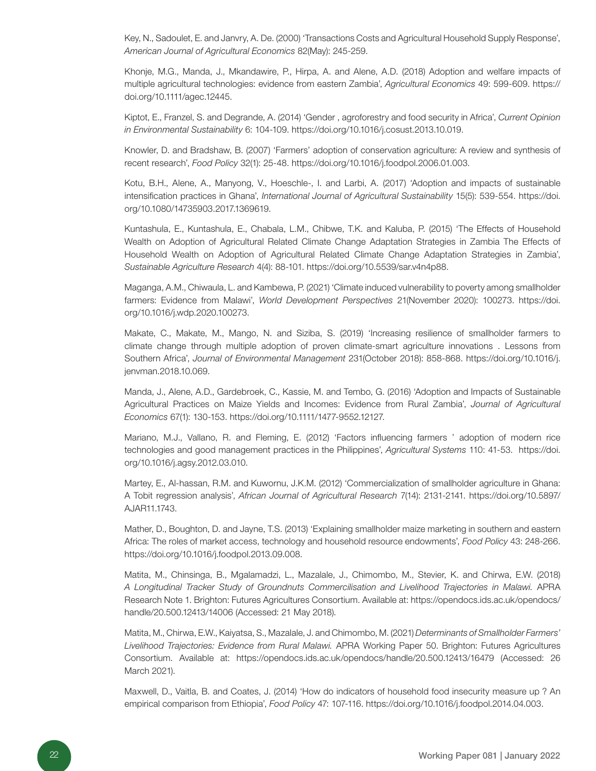Key, N., Sadoulet, E. and Janvry, A. De. (2000) 'Transactions Costs and Agricultural Household Supply Response', *American Journal of Agricultural Economics* 82(May): 245-259.

Khonje, M.G., Manda, J., Mkandawire, P., Hirpa, A. and Alene, A.D. (2018) Adoption and welfare impacts of multiple agricultural technologies: evidence from eastern Zambia', *Agricultural Economics* 49: 599-609. https://doi.org/10.1111/agec.12445.

Kiptot, E., Franzel, S. and Degrande, A. (2014) 'Gender , agroforestry and food security in Africa', *Current Opinion in Environmental Sustainability* 6: 104-109. https://doi.org/10.1016/j.cosust.2013.10.019.

Knowler, D. and Bradshaw, B. (2007) 'Farmers' adoption of conservation agriculture: A review and synthesis of recent research', *Food Policy* 32(1): 25-48. https://doi.org/10.1016/j.foodpol.2006.01.003.

Kotu, B.H., Alene, A., Manyong, V., Hoeschle-, I. and Larbi, A. (2017) 'Adoption and impacts of sustainable intensification practices in Ghana', *International Journal of Agricultural Sustainability* 15(5): 539-554. https://doi.org/10.1080/14735903.2017.1369619.

Kuntashula, E., Kuntashula, E., Chabala, L.M., Chibwe, T.K. and Kaluba, P. (2015) 'The Effects of Household Wealth on Adoption of Agricultural Related Climate Change Adaptation Strategies in Zambia The Effects of Household Wealth on Adoption of Agricultural Related Climate Change Adaptation Strategies in Zambia', *Sustainable Agriculture Research* 4(4): 88-101. https://doi.org/10.5539/sar.v4n4p88.

Maganga, A.M., Chiwaula, L. and Kambewa, P. (2021) 'Climate induced vulnerability to poverty among smallholder farmers: Evidence from Malawi', *World Development Perspectives* 21(November 2020): 100273. https://doi.org/10.1016/j.wdp.2020.100273.

Makate, C., Makate, M., Mango, N. and Siziba, S. (2019) 'Increasing resilience of smallholder farmers to climate change through multiple adoption of proven climate-smart agriculture innovations . Lessons from Southern Africa', *Journal of Environmental Management* 231(October 2018): 858-868. https://doi.org/10.1016/j.jenvman.2018.10.069.

Manda, J., Alene, A.D., Gardebroek, C., Kassie, M. and Tembo, G. (2016) 'Adoption and Impacts of Sustainable Agricultural Practices on Maize Yields and Incomes: Evidence from Rural Zambia', *Journal of Agricultural Economics* 67(1): 130-153. https://doi.org/10.1111/1477-9552.12127.

Mariano, M.J., Vallano, R. and Fleming, E. (2012) 'Factors influencing farmers ' adoption of modern rice technologies and good management practices in the Philippines', *Agricultural Systems* 110: 41-53. https://doi.org/10.1016/j.agsy.2012.03.010.

Martey, E., Al-hassan, R.M. and Kuwornu, J.K.M. (2012) 'Commercialization of smallholder agriculture in Ghana: A Tobit regression analysis', *African Journal of Agricultural Research* 7(14): 2131-2141. https://doi.org/10.5897/AJAR11.1743.

Mather, D., Boughton, D. and Jayne, T.S. (2013) 'Explaining smallholder maize marketing in southern and eastern Africa: The roles of market access, technology and household resource endowments', *Food Policy* 43: 248-266. https://doi.org/10.1016/j.foodpol.2013.09.008.

Matita, M., Chinsinga, B., Mgalamadzi, L., Mazalale, J., Chimombo, M., Stevier, K. and Chirwa, E.W. (2018) *A Longitudinal Tracker Study of Groundnuts Commercilisation and Livelihood Trajectories in Malawi.* APRA Research Note 1. Brighton: Futures Agricultures Consortium. Available at: https://opendocs.ids.ac.uk/opendocs/handle/20.500.12413/14006 (Accessed: 21 May 2018).

Matita, M., Chirwa, E.W., Kaiyatsa, S., Mazalale, J. and Chimombo, M. (2021) *Determinants of Smallholder Farmers' Livelihood Trajectories: Evidence from Rural Malawi.* APRA Working Paper 50. Brighton: Futures Agricultures Consortium. Available at: https://opendocs.ids.ac.uk/opendocs/handle/20.500.12413/16479 (Accessed: 26 March 2021).

Maxwell, D., Vaitla, B. and Coates, J. (2014) 'How do indicators of household food insecurity measure up ? An empirical comparison from Ethiopia', *Food Policy* 47: 107-116. https://doi.org/10.1016/j.foodpol.2014.04.003.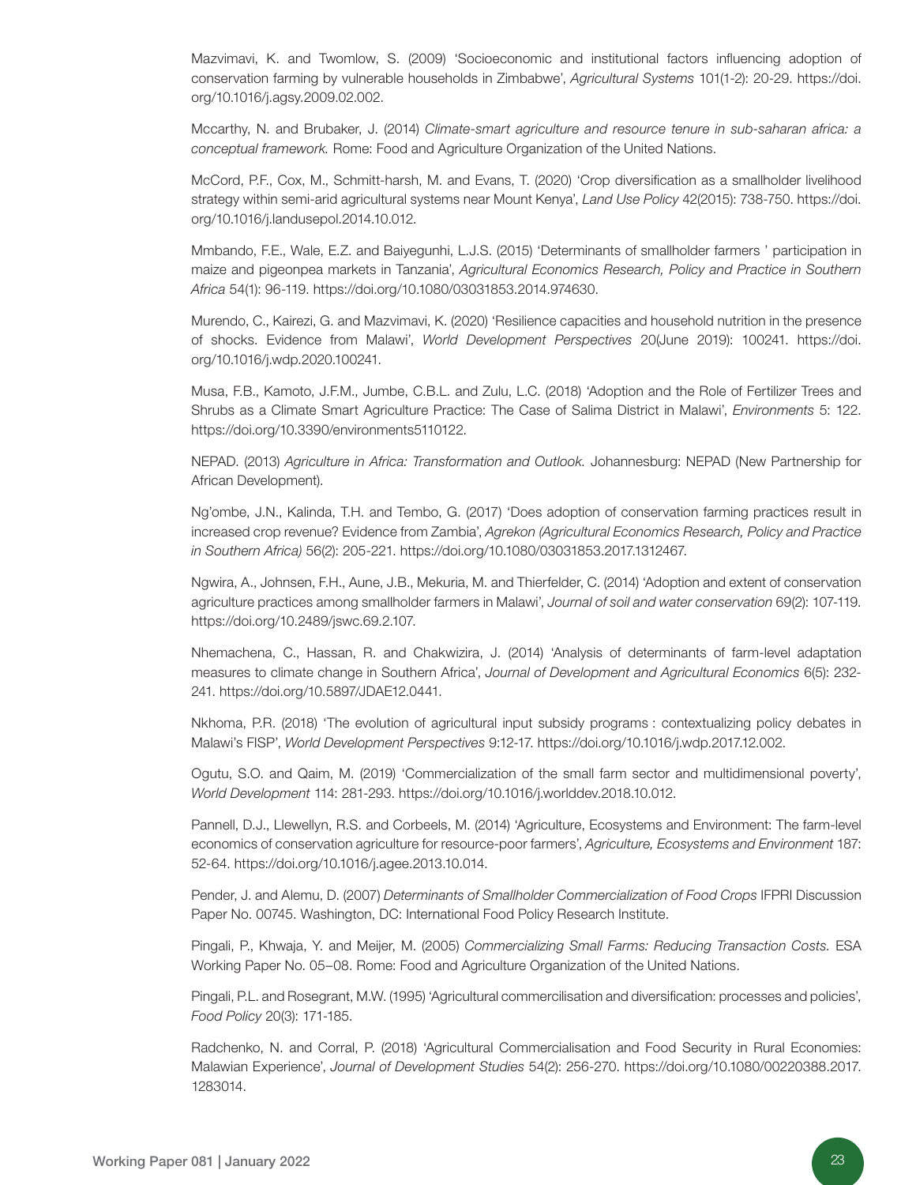Mazvimavi, K. and Twomlow, S. (2009) 'Socioeconomic and institutional factors influencing adoption of conservation farming by vulnerable households in Zimbabwe', *Agricultural Systems* 101(1-2): 20-29. https://doi.org/10.1016/j.agsy.2009.02.002.

Mccarthy, N. and Brubaker, J. (2014) *Climate-smart agriculture and resource tenure in sub-saharan africa: a conceptual framework.* Rome: Food and Agriculture Organization of the United Nations.

McCord, P.F., Cox, M., Schmitt-harsh, M. and Evans, T. (2020) 'Crop diversification as a smallholder livelihood strategy within semi-arid agricultural systems near Mount Kenya', *Land Use Policy* 42(2015): 738-750. https://doi.org/10.1016/j.landusepol.2014.10.012.

Mmbando, F.E., Wale, E.Z. and Baiyegunhi, L.J.S. (2015) 'Determinants of smallholder farmers ' participation in maize and pigeonpea markets in Tanzania', *Agricultural Economics Research, Policy and Practice in Southern Africa* 54(1): 96-119. https://doi.org/10.1080/03031853.2014.974630.

Murendo, C., Kairezi, G. and Mazvimavi, K. (2020) 'Resilience capacities and household nutrition in the presence of shocks. Evidence from Malawi', *World Development Perspectives* 20(June 2019): 100241. https://doi.org/10.1016/j.wdp.2020.100241.

Musa, F.B., Kamoto, J.F.M., Jumbe, C.B.L. and Zulu, L.C. (2018) 'Adoption and the Role of Fertilizer Trees and Shrubs as a Climate Smart Agriculture Practice: The Case of Salima District in Malawi', *Environments* 5: 122. https://doi.org/10.3390/environments5110122.

NEPAD. (2013) *Agriculture in Africa: Transformation and Outlook.* Johannesburg: NEPAD (New Partnership for African Development).

Ng'ombe, J.N., Kalinda, T.H. and Tembo, G. (2017) 'Does adoption of conservation farming practices result in increased crop revenue? Evidence from Zambia', *Agrekon (Agricultural Economics Research, Policy and Practice in Southern Africa)* 56(2): 205-221. https://doi.org/10.1080/03031853.2017.1312467.

Ngwira, A., Johnsen, F.H., Aune, J.B., Mekuria, M. and Thierfelder, C. (2014) 'Adoption and extent of conservation agriculture practices among smallholder farmers in Malawi', *Journal of soil and water conservation* 69(2): 107-119. https://doi.org/10.2489/jswc.69.2.107.

Nhemachena, C., Hassan, R. and Chakwizira, J. (2014) 'Analysis of determinants of farm-level adaptation measures to climate change in Southern Africa', *Journal of Development and Agricultural Economics* 6(5): 232-241. https://doi.org/10.5897/JDAE12.0441.

Nkhoma, P.R. (2018) 'The evolution of agricultural input subsidy programs : contextualizing policy debates in Malawi's FISP', *World Development Perspectives* 9:12-17. https://doi.org/10.1016/j.wdp.2017.12.002.

Ogutu, S.O. and Qaim, M. (2019) 'Commercialization of the small farm sector and multidimensional poverty', *World Development* 114: 281-293. https://doi.org/10.1016/j.worlddev.2018.10.012.

Pannell, D.J., Llewellyn, R.S. and Corbeels, M. (2014) 'Agriculture, Ecosystems and Environment: The farm-level economics of conservation agriculture for resource-poor farmers', *Agriculture, Ecosystems and Environment* 187: 52-64. https://doi.org/10.1016/j.agee.2013.10.014.

Pender, J. and Alemu, D. (2007) *Determinants of Smallholder Commercialization of Food Crops* IFPRI Discussion Paper No. 00745. Washington, DC: International Food Policy Research Institute.

Pingali, P., Khwaja, Y. and Meijer, M. (2005) *Commercializing Small Farms: Reducing Transaction Costs.* ESA Working Paper No. 05–08. Rome: Food and Agriculture Organization of the United Nations.

Pingali, P.L. and Rosegrant, M.W. (1995) 'Agricultural commercilisation and diversification: processes and policies', *Food Policy* 20(3): 171-185.

Radchenko, N. and Corral, P. (2018) 'Agricultural Commercialisation and Food Security in Rural Economies: Malawian Experience', *Journal of Development Studies* 54(2): 256-270. https://doi.org/10.1080/00220388.2017.1283014.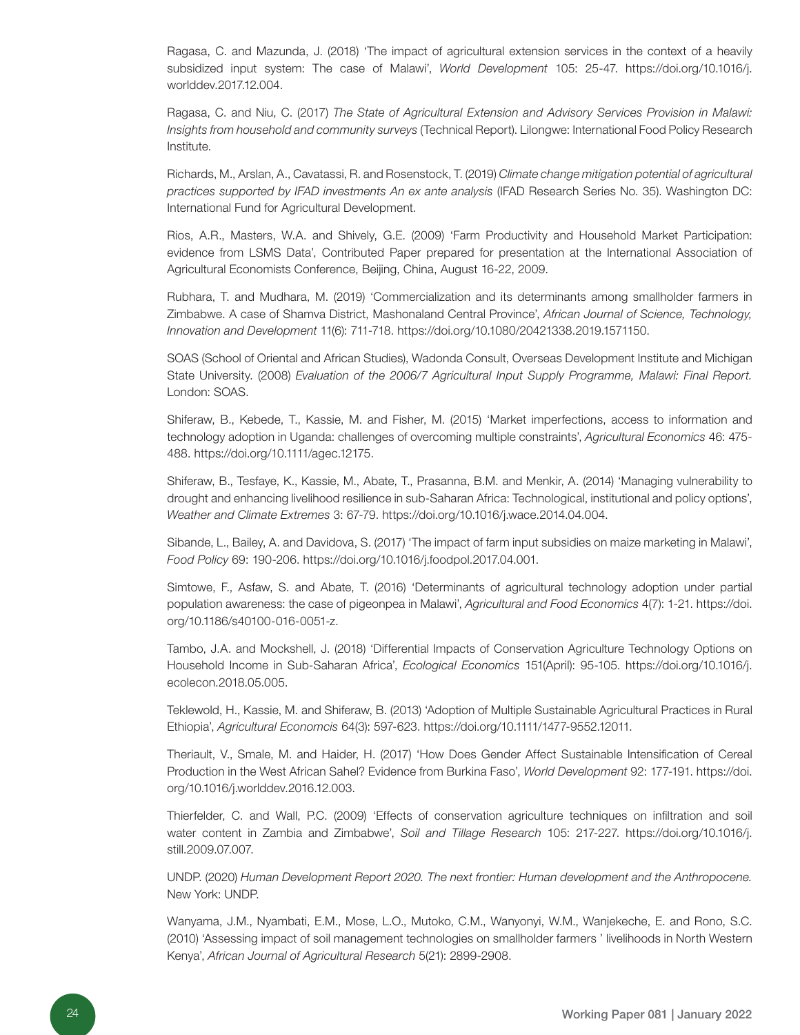Ragasa, C. and Mazunda, J. (2018) 'The impact of agricultural extension services in the context of a heavily subsidized input system: The case of Malawi', *World Development* 105: 25-47. https://doi.org/10.1016/j.worlddev.2017.12.004.

Ragasa, C. and Niu, C. (2017) *The State of Agricultural Extension and Advisory Services Provision in Malawi: Insights from household and community surveys* (Technical Report). Lilongwe: International Food Policy Research Institute.

Richards, M., Arslan, A., Cavatassi, R. and Rosenstock, T. (2019) *Climate change mitigation potential of agricultural practices supported by IFAD investments An ex ante analysis* (IFAD Research Series No. 35). Washington DC: International Fund for Agricultural Development.

Rios, A.R., Masters, W.A. and Shively, G.E. (2009) 'Farm Productivity and Household Market Participation: evidence from LSMS Data', Contributed Paper prepared for presentation at the International Association of Agricultural Economists Conference, Beijing, China, August 16-22, 2009.

Rubhara, T. and Mudhara, M. (2019) 'Commercialization and its determinants among smallholder farmers in Zimbabwe. A case of Shamva District, Mashonaland Central Province', *African Journal of Science, Technology, Innovation and Development* 11(6): 711-718. https://doi.org/10.1080/20421338.2019.1571150.

SOAS (School of Oriental and African Studies), Wadonda Consult, Overseas Development Institute and Michigan State University. (2008) *Evaluation of the 2006/7 Agricultural Input Supply Programme, Malawi: Final Report.* London: SOAS.

Shiferaw, B., Kebede, T., Kassie, M. and Fisher, M. (2015) 'Market imperfections, access to information and technology adoption in Uganda: challenges of overcoming multiple constraints', *Agricultural Economics* 46: 475-488. https://doi.org/10.1111/agec.12175.

Shiferaw, B., Tesfaye, K., Kassie, M., Abate, T., Prasanna, B.M. and Menkir, A. (2014) 'Managing vulnerability to drought and enhancing livelihood resilience in sub-Saharan Africa: Technological, institutional and policy options', *Weather and Climate Extremes* 3: 67-79. https://doi.org/10.1016/j.wace.2014.04.004.

Sibande, L., Bailey, A. and Davidova, S. (2017) 'The impact of farm input subsidies on maize marketing in Malawi', *Food Policy* 69: 190-206. https://doi.org/10.1016/j.foodpol.2017.04.001.

Simtowe, F., Asfaw, S. and Abate, T. (2016) 'Determinants of agricultural technology adoption under partial population awareness: the case of pigeonpea in Malawi', *Agricultural and Food Economics* 4(7): 1-21. https://doi.org/10.1186/s40100-016-0051-z.

Tambo, J.A. and Mockshell, J. (2018) 'Differential Impacts of Conservation Agriculture Technology Options on Household Income in Sub-Saharan Africa', *Ecological Economics* 151(April): 95-105. https://doi.org/10.1016/j.ecolecon.2018.05.005.

Teklewold, H., Kassie, M. and Shiferaw, B. (2013) 'Adoption of Multiple Sustainable Agricultural Practices in Rural Ethiopia', *Agricultural Economcis* 64(3): 597-623. https://doi.org/10.1111/1477-9552.12011.

Theriault, V., Smale, M. and Haider, H. (2017) 'How Does Gender Affect Sustainable Intensification of Cereal Production in the West African Sahel? Evidence from Burkina Faso', *World Development* 92: 177-191. https://doi.org/10.1016/j.worlddev.2016.12.003.

Thierfelder, C. and Wall, P.C. (2009) 'Effects of conservation agriculture techniques on infiltration and soil water content in Zambia and Zimbabwe', *Soil and Tillage Research* 105: 217-227. https://doi.org/10.1016/j.still.2009.07.007.

UNDP. (2020) *Human Development Report 2020. The next frontier: Human development and the Anthropocene.* New York: UNDP.

Wanyama, J.M., Nyambati, E.M., Mose, L.O., Mutoko, C.M., Wanyonyi, W.M., Wanjekeche, E. and Rono, S.C. (2010) 'Assessing impact of soil management technologies on smallholder farmers ' livelihoods in North Western Kenya', *African Journal of Agricultural Research* 5(21): 2899-2908.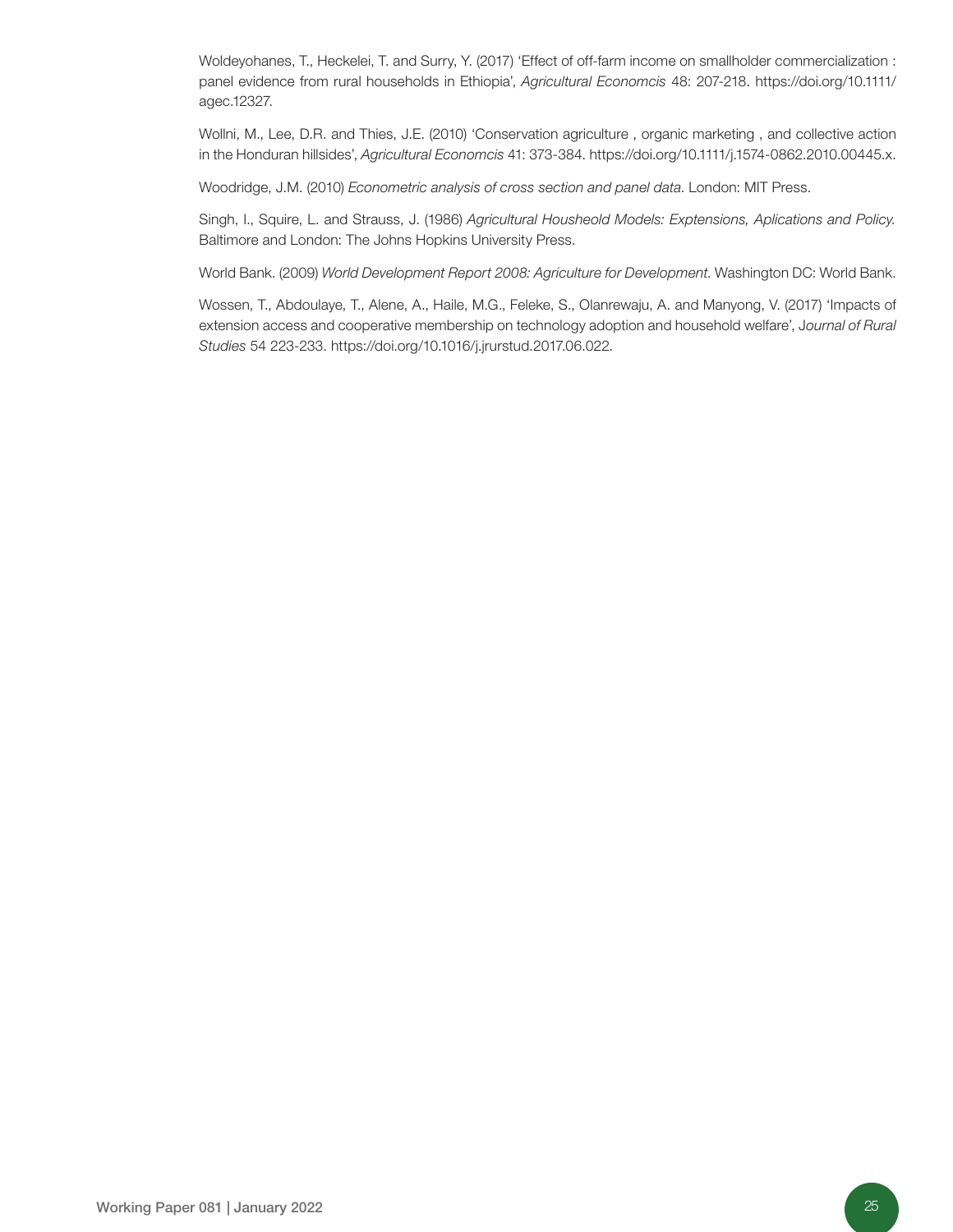Woldeyohanes, T., Heckelei, T. and Surry, Y. (2017) 'Effect of off-farm income on smallholder commercialization : panel evidence from rural households in Ethiopia', *Agricultural Economcis* 48: 207-218. https://doi.org/10.1111/agec.12327.

Wollni, M., Lee, D.R. and Thies, J.E. (2010) 'Conservation agriculture , organic marketing , and collective action in the Honduran hillsides', *Agricultural Economcis* 41: 373-384. https://doi.org/10.1111/j.1574-0862.2010.00445.x.

Woodridge, J.M. (2010) *Econometric analysis of cross section and panel data*. London: MIT Press.

Singh, I., Squire, L. and Strauss, J. (1986) *Agricultural Housheold Models: Exptensions, Aplications and Policy.* Baltimore and London: The Johns Hopkins University Press.

World Bank. (2009) *World Development Report 2008: Agriculture for Development.* Washington DC: World Bank.

Wossen, T., Abdoulaye, T., Alene, A., Haile, M.G., Feleke, S., Olanrewaju, A. and Manyong, V. (2017) 'Impacts of extension access and cooperative membership on technology adoption and household welfare', J*ournal of Rural Studies* 54 223-233. https://doi.org/10.1016/j.jrurstud.2017.06.022.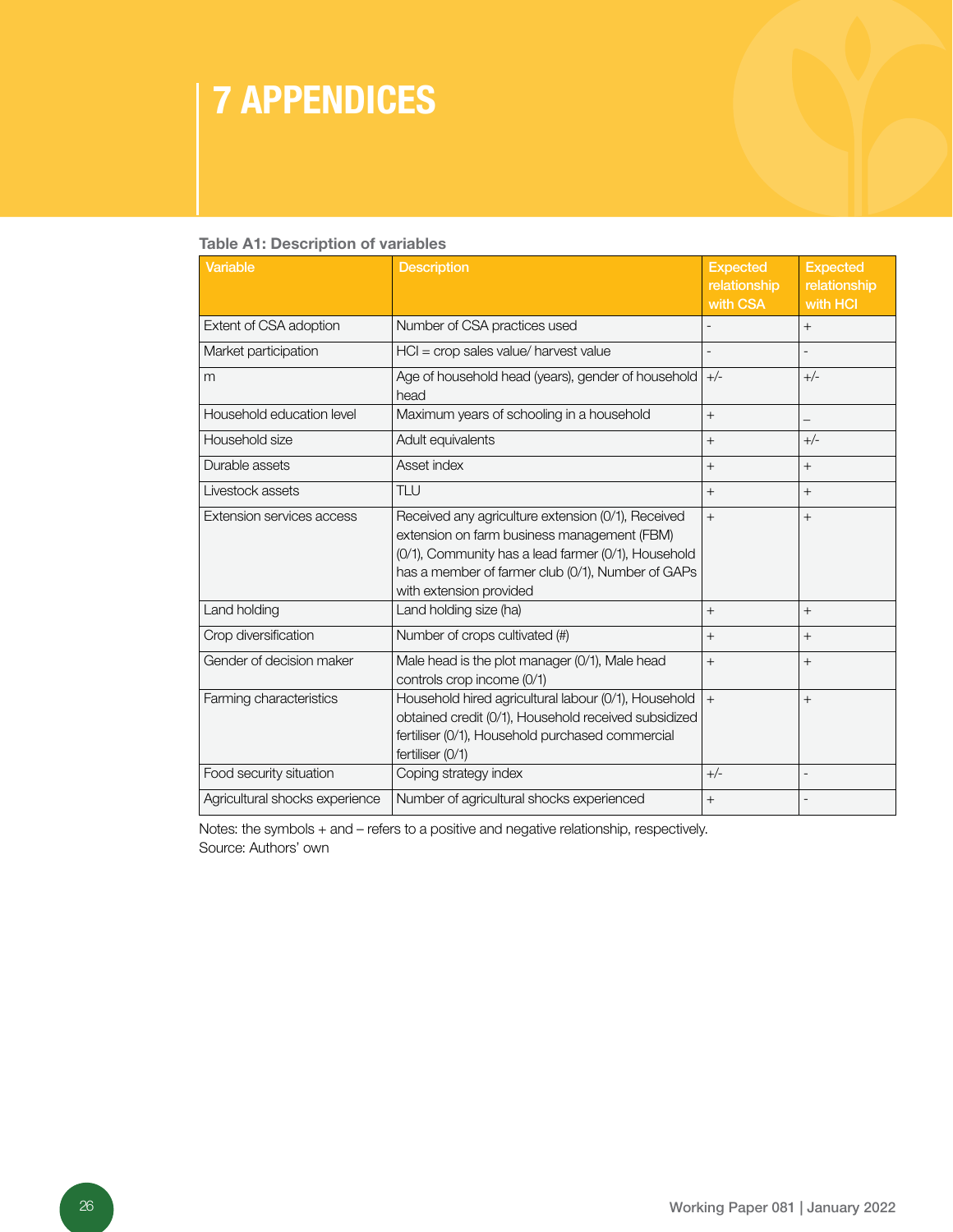# 7 APPENDICES

**Table A1: Description of variables**

| Variable | Description | Expected relationship with CSA | Expected relationship with HCI |
|---|---|---|---|
| Extent of CSA adoption | Number of CSA practices used | - | + |
| Market participation | HCI = crop sales value/ harvest value | - | - |
| m | Age of household head (years), gender of household head | +/- | +/- |
| Household education level | Maximum years of schooling in a household | + | – |
| Household size | Adult equivalents | + | +/- |
| Durable assets | Asset index | + | + |
| Livestock assets | TLU | + | + |
| Extension services access | Received any agriculture extension (0/1), Received extension on farm business management (FBM) (0/1), Community has a lead farmer (0/1), Household has a member of farmer club (0/1), Number of GAPs with extension provided | + | + |
| Land holding | Land holding size (ha) | + | + |
| Crop diversification | Number of crops cultivated (#) | + | + |
| Gender of decision maker | Male head is the plot manager (0/1), Male head controls crop income (0/1) | + | + |
| Farming characteristics | Household hired agricultural labour (0/1), Household obtained credit (0/1), Household received subsidized fertiliser (0/1), Household purchased commercial fertiliser (0/1) | + | + |
| Food security situation | Coping strategy index | +/- | - |
| Agricultural shocks experience | Number of agricultural shocks experienced | + | - |

Notes: the symbols + and – refers to a positive and negative relationship, respectively.
Source: Authors' own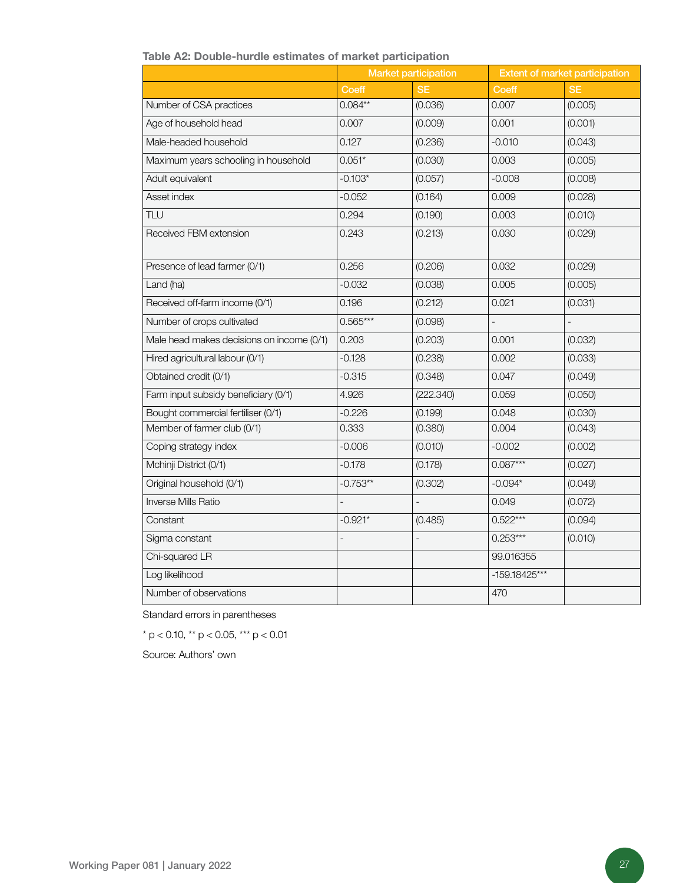**Table A2: Double-hurdle estimates of market participation**

| | Market participation | | Extent of market participation | |
|---|---|---|---|---|
| | Coeff | SE | Coeff | SE |
| Number of CSA practices | 0.084** | (0.036) | 0.007 | (0.005) |
| Age of household head | 0.007 | (0.009) | 0.001 | (0.001) |
| Male-headed household | 0.127 | (0.236) | -0.010 | (0.043) |
| Maximum years schooling in household | 0.051* | (0.030) | 0.003 | (0.005) |
| Adult equivalent | -0.103* | (0.057) | -0.008 | (0.008) |
| Asset index | -0.052 | (0.164) | 0.009 | (0.028) |
| TLU | 0.294 | (0.190) | 0.003 | (0.010) |
| Received FBM extension | 0.243 | (0.213) | 0.030 | (0.029) |
| Presence of lead farmer (0/1) | 0.256 | (0.206) | 0.032 | (0.029) |
| Land (ha) | -0.032 | (0.038) | 0.005 | (0.005) |
| Received off-farm income (0/1) | 0.196 | (0.212) | 0.021 | (0.031) |
| Number of crops cultivated | 0.565*** | (0.098) | - | - |
| Male head makes decisions on income (0/1) | 0.203 | (0.203) | 0.001 | (0.032) |
| Hired agricultural labour (0/1) | -0.128 | (0.238) | 0.002 | (0.033) |
| Obtained credit (0/1) | -0.315 | (0.348) | 0.047 | (0.049) |
| Farm input subsidy beneficiary (0/1) | 4.926 | (222.340) | 0.059 | (0.050) |
| Bought commercial fertiliser (0/1) | -0.226 | (0.199) | 0.048 | (0.030) |
| Member of farmer club (0/1) | 0.333 | (0.380) | 0.004 | (0.043) |
| Coping strategy index | -0.006 | (0.010) | -0.002 | (0.002) |
| Mchinji District (0/1) | -0.178 | (0.178) | 0.087*** | (0.027) |
| Original household (0/1) | -0.753** | (0.302) | -0.094* | (0.049) |
| Inverse Mills Ratio | - | - | 0.049 | (0.072) |
| Constant | -0.921* | (0.485) | 0.522*** | (0.094) |
| Sigma constant | - | - | 0.253*** | (0.010) |
| Chi-squared LR | | | 99.016355 | |
| Log likelihood | | | -159.18425*** | |
| Number of observations | | | 470 | |

Standard errors in parentheses

* $p < 0.10$, ** $p < 0.05$, *** $p < 0.01$

Source: Authors' own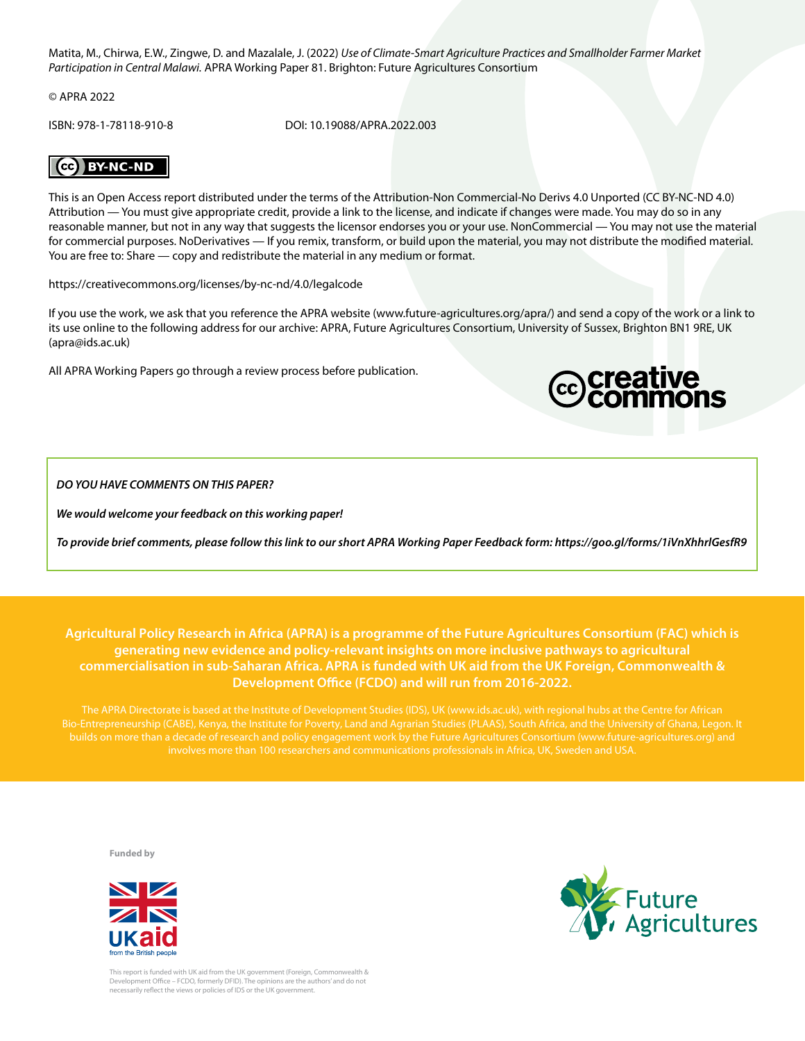Matita, M., Chirwa, E.W., Zingwe, D. and Mazalale, J. (2022) *Use of Climate-Smart Agriculture Practices and Smallholder Farmer Market Participation in Central Malawi.* APRA Working Paper 81. Brighton: Future Agricultures Consortium

© APRA 2022

ISBN: 978-1-78118-910-8 DOI: 10.19088/APRA.2022.003

BY-NC-ND

This is an Open Access report distributed under the terms of the Attribution-Non Commercial-No Derivs 4.0 Unported (CC BY-NC-ND 4.0) Attribution — You must give appropriate credit, provide a link to the license, and indicate if changes were made. You may do so in any reasonable manner, but not in any way that suggests the licensor endorses you or your use. NonCommercial — You may not use the material for commercial purposes. NoDerivatives — If you remix, transform, or build upon the material, you may not distribute the modified material. You are free to: Share — copy and redistribute the material in any medium or format.

https://creativecommons.org/licenses/by-nc-nd/4.0/legalcode

If you use the work, we ask that you reference the APRA website (www.future-agricultures.org/apra/) and send a copy of the work or a link to its use online to the following address for our archive: APRA, Future Agricultures Consortium, University of Sussex, Brighton BN1 9RE, UK (apra@ids.ac.uk)

All APRA Working Papers go through a review process before publication.

***DO YOU HAVE COMMENTS ON THIS PAPER?***

***We would welcome your feedback on this working paper!***

***To provide brief comments, please follow this link to our short APRA Working Paper Feedback form: https://goo.gl/forms/1iVnXhhrlGesfR9***

**Agricultural Policy Research in Africa (APRA) is a programme of the Future Agricultures Consortium (FAC) which is generating new evidence and policy-relevant insights on more inclusive pathways to agricultural commercialisation in sub-Saharan Africa. APRA is funded with UK aid from the UK Foreign, Commonwealth & Development Office (FCDO) and will run from 2016-2022.**

The APRA Directorate is based at the Institute of Development Studies (IDS), UK (www.ids.ac.uk), with regional hubs at the Centre for African Bio-Entrepreneurship (CABE), Kenya, the Institute for Poverty, Land and Agrarian Studies (PLAAS), South Africa, and the University of Ghana, Legon. It builds on more than a decade of research and policy engagement work by the Future Agricultures Consortium (www.future-agricultures.org) and involves more than 100 researchers and communications professionals in Africa, UK, Sweden and USA.

**Funded by**

UKaid
from the British people

Future Agricultures

This report is funded with UK aid from the UK government (Foreign, Commonwealth & Development Office – FCDO, formerly DFID). The opinions are the authors' and do not necessarily reflect the views or policies of IDS or the UK government.